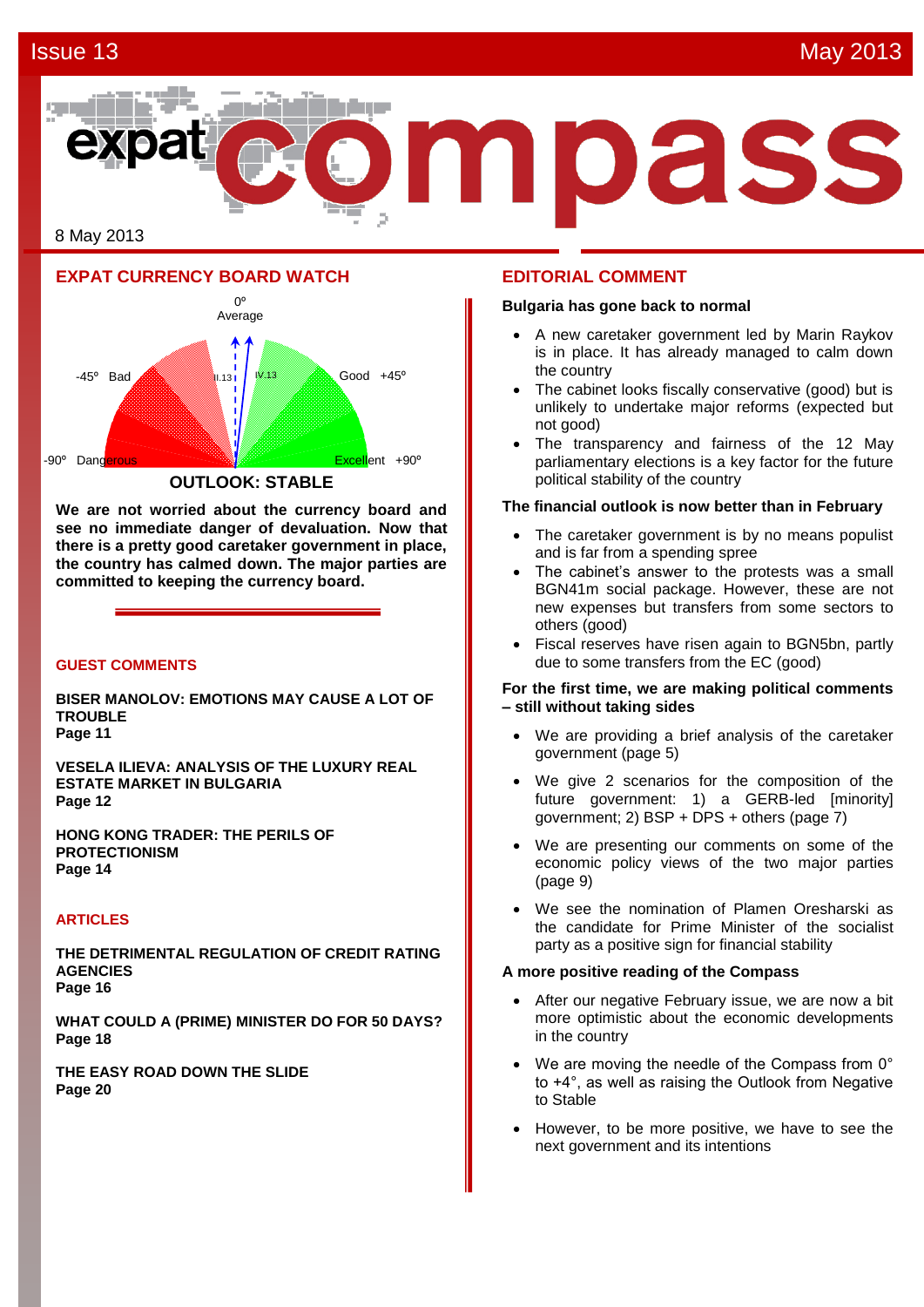# expat compass

8 May 2013

## EXPAT CURRENCY BOARD WATCH

0º Average

-45º Bad — Good +45º

-90º Dangerous — Excellent +90º

II.13 — IV.13

**OUTLOOK: STABLE**

**We are not worried about the currency board and see no immediate danger of devaluation. Now that there is a pretty good caretaker government in place, the country has calmed down. The major parties are committed to keeping the currency board.**

## GUEST COMMENTS

**BISER MANOLOV: EMOTIONS MAY CAUSE A LOT OF TROUBLE**
**Page 11**

**VESELA ILIEVA: ANALYSIS OF THE LUXURY REAL ESTATE MARKET IN BULGARIA**
**Page 12**

**HONG KONG TRADER: THE PERILS OF PROTECTIONISM**
**Page 14**

## ARTICLES

**THE DETRIMENTAL REGULATION OF CREDIT RATING AGENCIES**
**Page 16**

**WHAT COULD A (PRIME) MINISTER DO FOR 50 DAYS?**
**Page 18**

**THE EASY ROAD DOWN THE SLIDE**
**Page 20**

## EDITORIAL COMMENT

### Bulgaria has gone back to normal

- A new caretaker government led by Marin Raykov is in place. It has already managed to calm down the country
- The cabinet looks fiscally conservative (good) but is unlikely to undertake major reforms (expected but not good)
- The transparency and fairness of the 12 May parliamentary elections is a key factor for the future political stability of the country

### The financial outlook is now better than in February

- The caretaker government is by no means populist and is far from a spending spree
- The cabinet's answer to the protests was a small BGN41m social package. However, these are not new expenses but transfers from some sectors to others (good)
- Fiscal reserves have risen again to BGN5bn, partly due to some transfers from the EC (good)

### For the first time, we are making political comments – still without taking sides

- We are providing a brief analysis of the caretaker government (page 5)
- We give 2 scenarios for the composition of the future government: 1) a GERB-led [minority] government; 2) BSP + DPS + others (page 7)
- We are presenting our comments on some of the economic policy views of the two major parties (page 9)
- We see the nomination of Plamen Oresharski as the candidate for Prime Minister of the socialist party as a positive sign for financial stability

### A more positive reading of the Compass

- After our negative February issue, we are now a bit more optimistic about the economic developments in the country
- We are moving the needle of the Compass from 0° to +4°, as well as raising the Outlook from Negative to Stable
- However, to be more positive, we have to see the next government and its intentions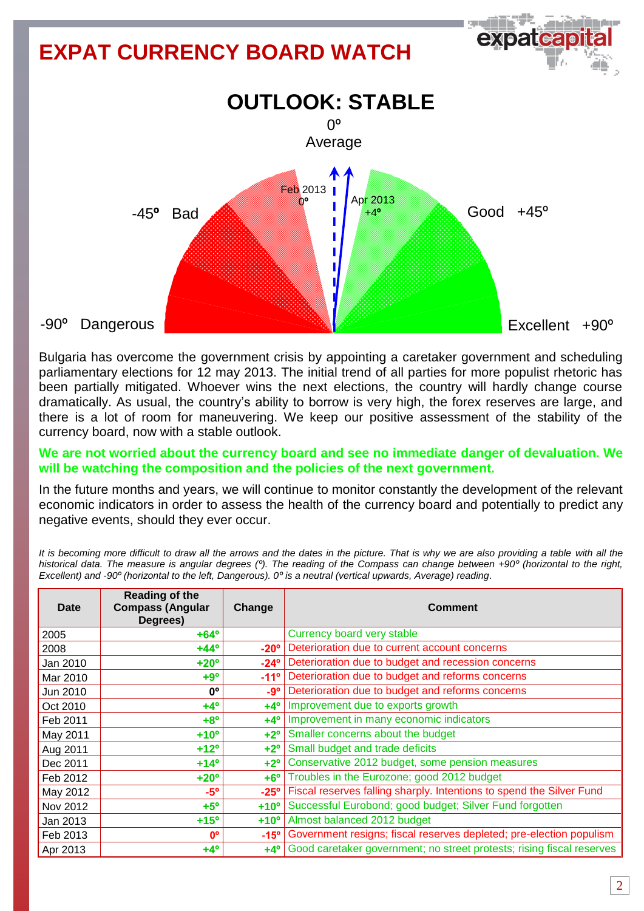# EXPAT CURRENCY BOARD WATCH

## OUTLOOK: STABLE

0º Average

-45º Bad

Good +45º

-90º Dangerous

Excellent +90º

Feb 2013 0º

Apr 2013 +4º

Bulgaria has overcome the government crisis by appointing a caretaker government and scheduling parliamentary elections for 12 may 2013. The initial trend of all parties for more populist rhetoric has been partially mitigated. Whoever wins the next elections, the country will hardly change course dramatically. As usual, the country's ability to borrow is very high, the forex reserves are large, and there is a lot of room for maneuvering. We keep our positive assessment of the stability of the currency board, now with a stable outlook.

**We are not worried about the currency board and see no immediate danger of devaluation. We will be watching the composition and the policies of the next government.**

In the future months and years, we will continue to monitor constantly the development of the relevant economic indicators in order to assess the health of the currency board and potentially to predict any negative events, should they ever occur.

*It is becoming more difficult to draw all the arrows and the dates in the picture. That is why we are also providing a table with all the historical data. The measure is angular degrees (º). The reading of the Compass can change between +90º (horizontal to the right, Excellent) and -90º (horizontal to the left, Dangerous). 0º is a neutral (vertical upwards, Average) reading.*

| Date | Reading of the Compass (Angular Degrees) | Change | Comment |
|---|---|---|---|
| 2005 | +64º | | Currency board very stable |
| 2008 | +44º | -20º | Deterioration due to current account concerns |
| Jan 2010 | +20º | -24º | Deterioration due to budget and recession concerns |
| Mar 2010 | +9º | -11º | Deterioration due to budget and reforms concerns |
| Jun 2010 | 0º | -9º | Deterioration due to budget and reforms concerns |
| Oct 2010 | +4º | +4º | Improvement due to exports growth |
| Feb 2011 | +8º | +4º | Improvement in many economic indicators |
| May 2011 | +10º | +2º | Smaller concerns about the budget |
| Aug 2011 | +12º | +2º | Small budget and trade deficits |
| Dec 2011 | +14º | +2º | Conservative 2012 budget, some pension measures |
| Feb 2012 | +20º | +6º | Troubles in the Eurozone; good 2012 budget |
| May 2012 | -5º | -25º | Fiscal reserves falling sharply. Intentions to spend the Silver Fund |
| Nov 2012 | +5º | +10º | Successful Eurobond; good budget; Silver Fund forgotten |
| Jan 2013 | +15º | +10º | Almost balanced 2012 budget |
| Feb 2013 | 0º | -15º | Government resigns; fiscal reserves depleted; pre-election populism |
| Apr 2013 | +4º | +4º | Good caretaker government; no street protests; rising fiscal reserves |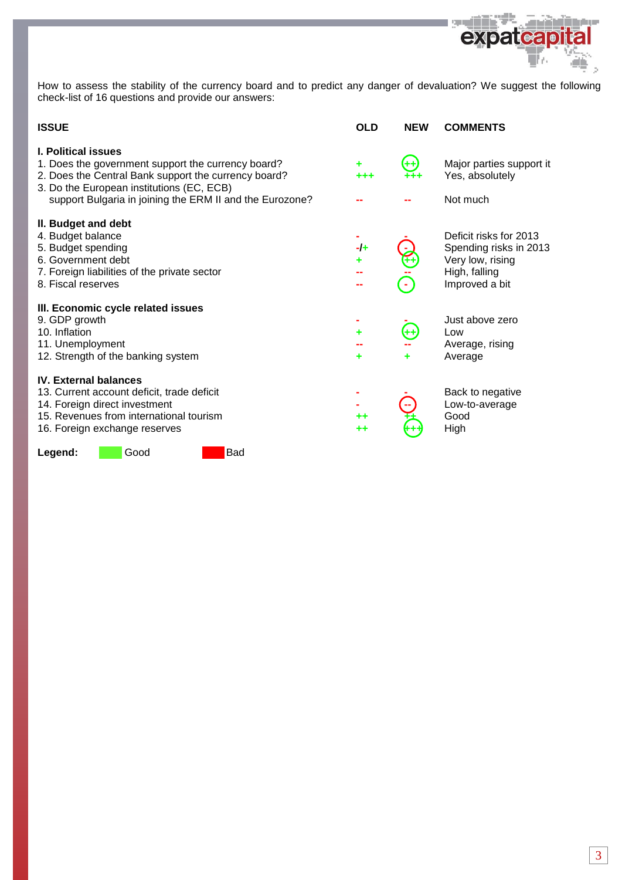How to assess the stability of the currency board and to predict any danger of devaluation? We suggest the following check-list of 16 questions and provide our answers:

| ISSUE | OLD | NEW | COMMENTS |
|---|---|---|---|
| **I. Political issues** | | | |
| 1. Does the government support the currency board? | + | ++ | Major parties support it |
| 2. Does the Central Bank support the currency board? | +++ | +++ | Yes, absolutely |
| 3. Do the European institutions (EC, ECB) support Bulgaria in joining the ERM II and the Eurozone? | -- | -- | Not much |
| **II. Budget and debt** | | | |
| 4. Budget balance | - | - | Deficit risks for 2013 |
| 5. Budget spending | -/+ | - | Spending risks in 2013 |
| 6. Government debt | + | ++ | Very low, rising |
| 7. Foreign liabilities of the private sector | -- | -- | High, falling |
| 8. Fiscal reserves | -- | - | Improved a bit |
| **III. Economic cycle related issues** | | | |
| 9. GDP growth | - | - | Just above zero |
| 10. Inflation | + | ++ | Low |
| 11. Unemployment | -- | -- | Average, rising |
| 12. Strength of the banking system | + | + | Average |
| **IV. External balances** | | | |
| 13. Current account deficit, trade deficit | - | - | Back to negative |
| 14. Foreign direct investment | - | -- | Low-to-average |
| 15. Revenues from international tourism | ++ | ++ | Good |
| 16. Foreign exchange reserves | ++ | +++ | High |

**Legend:** Good Bad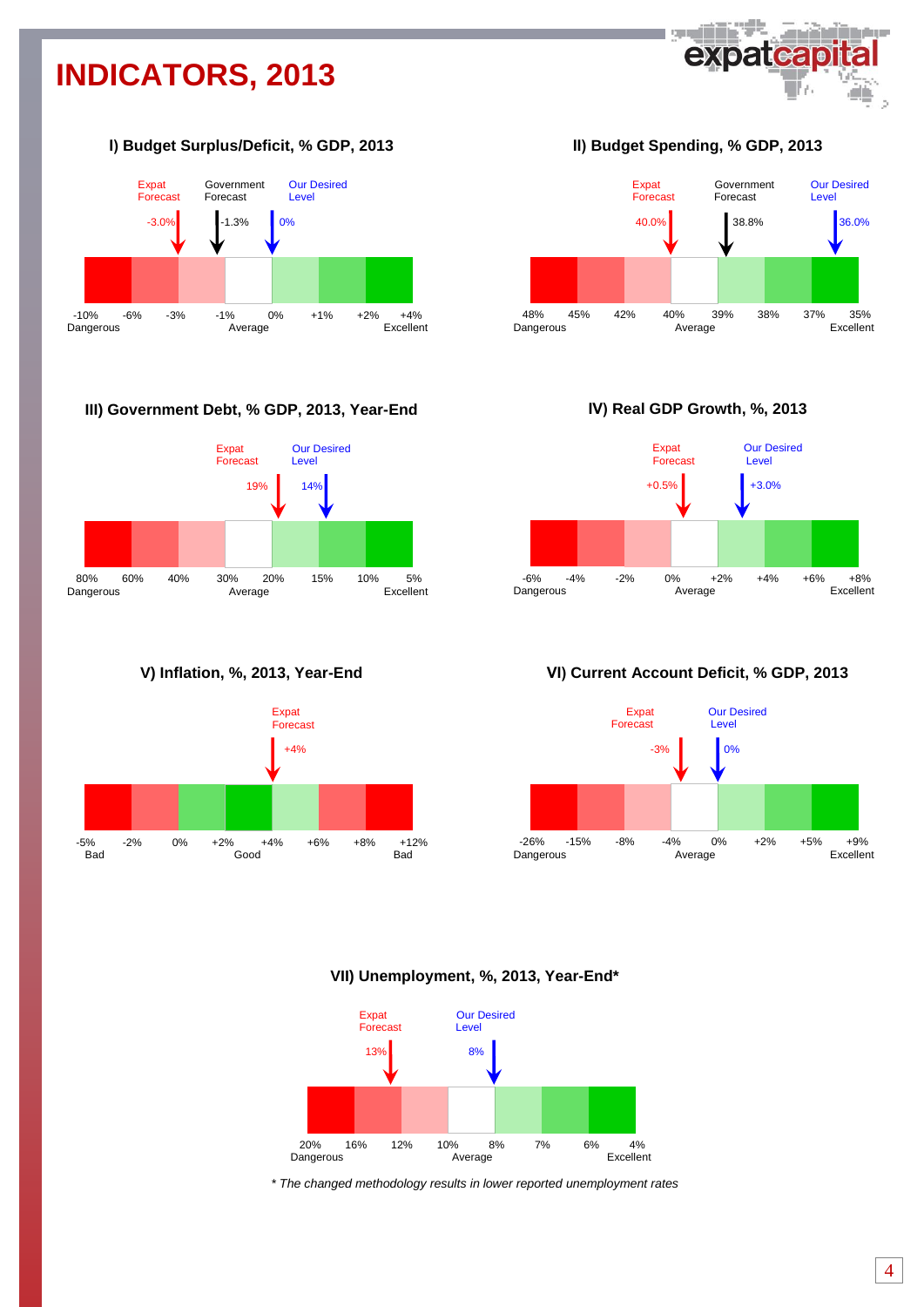# INDICATORS, 2013

### I) Budget Surplus/Deficit, % GDP, 2013

Expat Forecast: -3.0%
Government Forecast: -1.3%
Our Desired Level: 0%

-10% Dangerous | -6% | -3% | -1% | 0% Average | +1% | +2% | +4% Excellent

### II) Budget Spending, % GDP, 2013

Expat Forecast: 40.0%
Government Forecast: 38.8%
Our Desired Level: 36.0%

48% Dangerous | 45% | 42% | 40% | 39% Average | 38% | 37% | 35% Excellent

### III) Government Debt, % GDP, 2013, Year-End

Expat Forecast: 19%
Our Desired Level: 14%

80% Dangerous | 60% | 40% | 30% | 20% Average | 15% | 10% | 5% Excellent

### IV) Real GDP Growth, %, 2013

Expat Forecast: +0.5%
Our Desired Level: +3.0%

-6% Dangerous | -4% | -2% | 0% | +2% Average | +4% | +6% | +8% Excellent

### V) Inflation, %, 2013, Year-End

Expat Forecast: +4%

-5% Bad | -2% | 0% | +2% | +4% Good | +6% | +8% | +12% Bad

### VI) Current Account Deficit, % GDP, 2013

Expat Forecast: -3%
Our Desired Level: 0%

-26% Dangerous | -15% | -8% | -4% | 0% Average | +2% | +5% | +9% Excellent

### VII) Unemployment, %, 2013, Year-End*

Expat Forecast: 13%
Our Desired Level: 8%

20% Dangerous | 16% | 12% | 10% | 8% Average | 7% | 6% | 4% Excellent

*\* The changed methodology results in lower reported unemployment rates*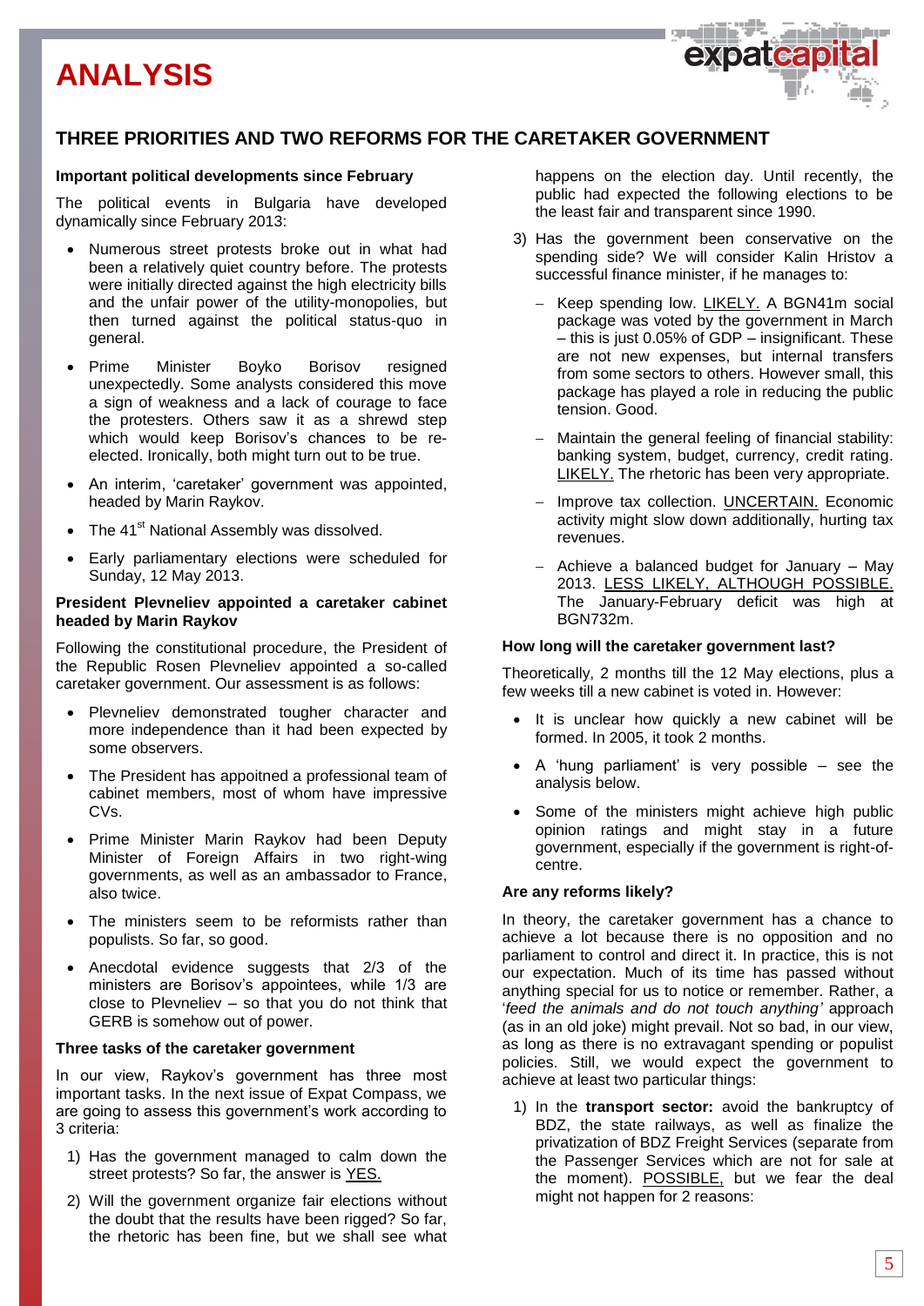# ANALYSIS

## THREE PRIORITIES AND TWO REFORMS FOR THE CARETAKER GOVERNMENT

**Important political developments since February**

The political events in Bulgaria have developed dynamically since February 2013:

- Numerous street protests broke out in what had been a relatively quiet country before. The protests were initially directed against the high electricity bills and the unfair power of the utility-monopolies, but then turned against the political status-quo in general.
- Prime Minister Boyko Borisov resigned unexpectedly. Some analysts considered this move a sign of weakness and a lack of courage to face the protesters. Others saw it as a shrewd step which would keep Borisov's chances to be re-elected. Ironically, both might turn out to be true.
- An interim, 'caretaker' government was appointed, headed by Marin Raykov.
- The 41st National Assembly was dissolved.
- Early parliamentary elections were scheduled for Sunday, 12 May 2013.

**President Plevneliev appointed a caretaker cabinet headed by Marin Raykov**

Following the constitutional procedure, the President of the Republic Rosen Plevneliev appointed a so-called caretaker government. Our assessment is as follows:

- Plevneliev demonstrated tougher character and more independence than it had been expected by some observers.
- The President has appoitned a professional team of cabinet members, most of whom have impressive CVs.
- Prime Minister Marin Raykov had been Deputy Minister of Foreign Affairs in two right-wing governments, as well as an ambassador to France, also twice.
- The ministers seem to be reformists rather than populists. So far, so good.
- Anecdotal evidence suggests that 2/3 of the ministers are Borisov's appointees, while 1/3 are close to Plevneliev – so that you do not think that GERB is somehow out of power.

**Three tasks of the caretaker government**

In our view, Raykov's government has three most important tasks. In the next issue of Expat Compass, we are going to assess this government's work according to 3 criteria:

1) Has the government managed to calm down the street protests? So far, the answer is <u>YES.</u>
2) Will the government organize fair elections without the doubt that the results have been rigged? So far, the rhetoric has been fine, but we shall see what happens on the election day. Until recently, the public had expected the following elections to be the least fair and transparent since 1990.
3) Has the government been conservative on the spending side? We will consider Kalin Hristov a successful finance minister, if he manages to:
   - Keep spending low. <u>LIKELY.</u> A BGN41m social package was voted by the government in March – this is just 0.05% of GDP – insignificant. These are not new expenses, but internal transfers from some sectors to others. However small, this package has played a role in reducing the public tension. Good.
   - Maintain the general feeling of financial stability: banking system, budget, currency, credit rating. <u>LIKELY.</u> The rhetoric has been very appropriate.
   - Improve tax collection. <u>UNCERTAIN.</u> Economic activity might slow down additionally, hurting tax revenues.
   - Achieve a balanced budget for January – May 2013. <u>LESS LIKELY, ALTHOUGH POSSIBLE.</u> The January-February deficit was high at BGN732m.

**How long will the caretaker government last?**

Theoretically, 2 months till the 12 May elections, plus a few weeks till a new cabinet is voted in. However:

- It is unclear how quickly a new cabinet will be formed. In 2005, it took 2 months.
- A 'hung parliament' is very possible – see the analysis below.
- Some of the ministers might achieve high public opinion ratings and might stay in a future government, especially if the government is right-of-centre.

**Are any reforms likely?**

In theory, the caretaker government has a chance to achieve a lot because there is no opposition and no parliament to control and direct it. In practice, this is not our expectation. Much of its time has passed without anything special for us to notice or remember. Rather, a '*feed the animals and do not touch anything'* approach (as in an old joke) might prevail. Not so bad, in our view, as long as there is no extravagant spending or populist policies. Still, we would expect the government to achieve at least two particular things:

1) In the **transport sector:** avoid the bankruptcy of BDZ, the state railways, as well as finalize the privatization of BDZ Freight Services (separate from the Passenger Services which are not for sale at the moment). <u>POSSIBLE,</u> but we fear the deal might not happen for 2 reasons: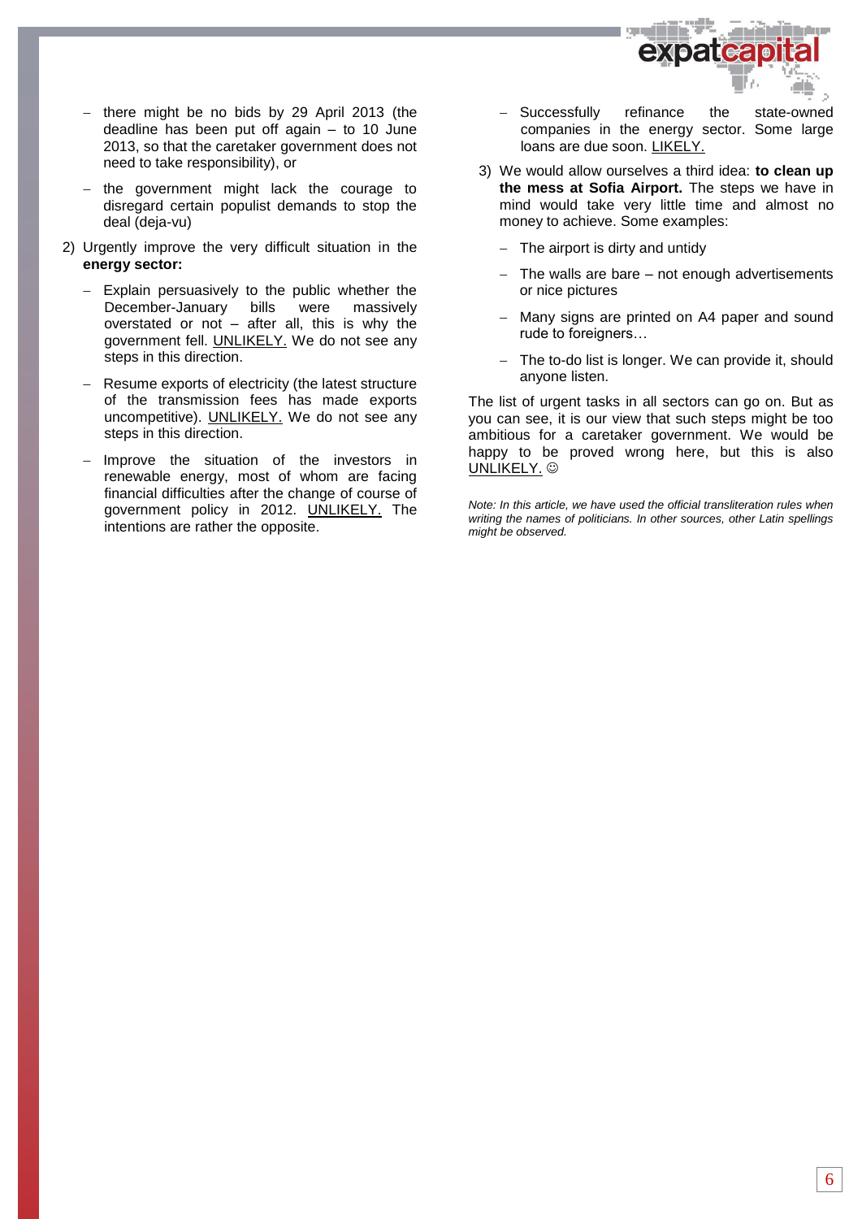- there might be no bids by 29 April 2013 (the deadline has been put off again – to 10 June 2013, so that the caretaker government does not need to take responsibility), or
- the government might lack the courage to disregard certain populist demands to stop the deal (deja-vu)

2) Urgently improve the very difficult situation in the **energy sector:**
   - Explain persuasively to the public whether the December-January bills were massively overstated or not – after all, this is why the government fell. UNLIKELY. We do not see any steps in this direction.
   - Resume exports of electricity (the latest structure of the transmission fees has made exports uncompetitive). UNLIKELY. We do not see any steps in this direction.
   - Improve the situation of the investors in renewable energy, most of whom are facing financial difficulties after the change of course of government policy in 2012. UNLIKELY. The intentions are rather the opposite.
   - Successfully refinance the state-owned companies in the energy sector. Some large loans are due soon. LIKELY.

3) We would allow ourselves a third idea: **to clean up the mess at Sofia Airport.** The steps we have in mind would take very little time and almost no money to achieve. Some examples:
   - The airport is dirty and untidy
   - The walls are bare – not enough advertisements or nice pictures
   - Many signs are printed on A4 paper and sound rude to foreigners…
   - The to-do list is longer. We can provide it, should anyone listen.

The list of urgent tasks in all sectors can go on. But as you can see, it is our view that such steps might be too ambitious for a caretaker government. We would be happy to be proved wrong here, but this is also UNLIKELY. ☺

*Note: In this article, we have used the official transliteration rules when writing the names of politicians. In other sources, other Latin spellings might be observed.*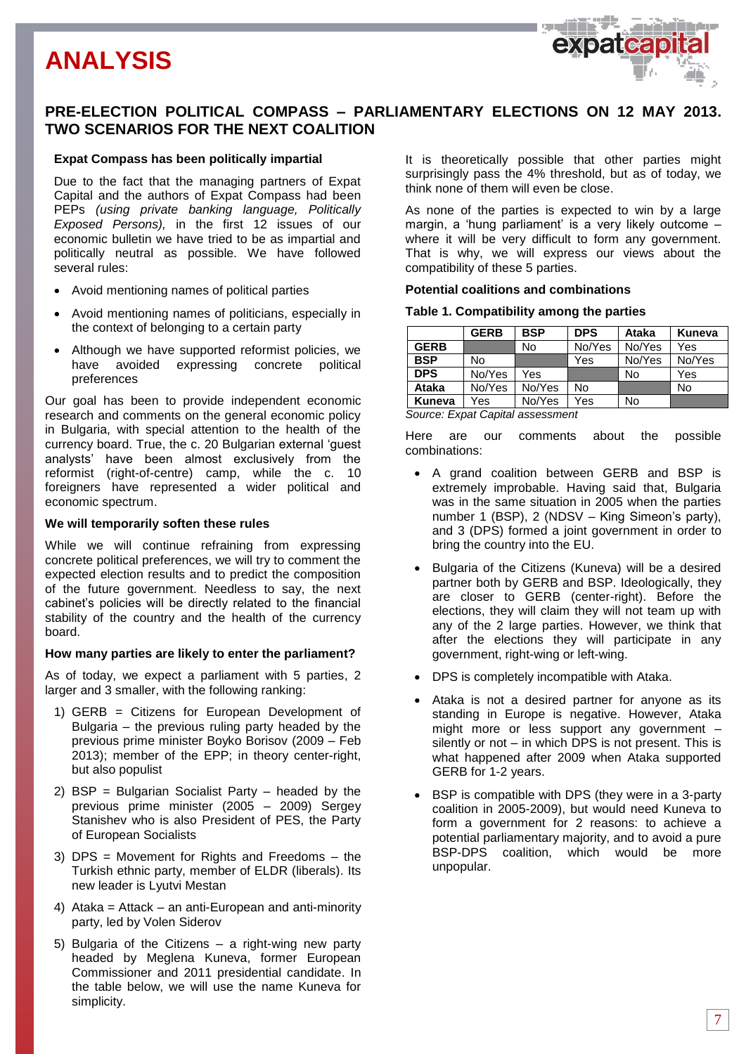# ANALYSIS

## PRE-ELECTION POLITICAL COMPASS – PARLIAMENTARY ELECTIONS ON 12 MAY 2013. TWO SCENARIOS FOR THE NEXT COALITION

### Expat Compass has been politically impartial

Due to the fact that the managing partners of Expat Capital and the authors of Expat Compass had been PEPs *(using private banking language, Politically Exposed Persons),* in the first 12 issues of our economic bulletin we have tried to be as impartial and politically neutral as possible. We have followed several rules:

- Avoid mentioning names of political parties
- Avoid mentioning names of politicians, especially in the context of belonging to a certain party
- Although we have supported reformist policies, we have avoided expressing concrete political preferences

Our goal has been to provide independent economic research and comments on the general economic policy in Bulgaria, with special attention to the health of the currency board. True, the c. 20 Bulgarian external 'guest analysts' have been almost exclusively from the reformist (right-of-centre) camp, while the c. 10 foreigners have represented a wider political and economic spectrum.

### We will temporarily soften these rules

While we will continue refraining from expressing concrete political preferences, we will try to comment the expected election results and to predict the composition of the future government. Needless to say, the next cabinet's policies will be directly related to the financial stability of the country and the health of the currency board.

### How many parties are likely to enter the parliament?

As of today, we expect a parliament with 5 parties, 2 larger and 3 smaller, with the following ranking:

1) GERB = Citizens for European Development of Bulgaria – the previous ruling party headed by the previous prime minister Boyko Borisov (2009 – Feb 2013); member of the EPP; in theory center-right, but also populist
2) BSP = Bulgarian Socialist Party – headed by the previous prime minister (2005 – 2009) Sergey Stanishev who is also President of PES, the Party of European Socialists
3) DPS = Movement for Rights and Freedoms – the Turkish ethnic party, member of ELDR (liberals). Its new leader is Lyutvi Mestan
4) Ataka = Attack – an anti-European and anti-minority party, led by Volen Siderov
5) Bulgaria of the Citizens – a right-wing new party headed by Meglena Kuneva, former European Commissioner and 2011 presidential candidate. In the table below, we will use the name Kuneva for simplicity.

It is theoretically possible that other parties might surprisingly pass the 4% threshold, but as of today, we think none of them will even be close.

As none of the parties is expected to win by a large margin, a 'hung parliament' is a very likely outcome – where it will be very difficult to form any government. That is why, we will express our views about the compatibility of these 5 parties.

### Potential coalitions and combinations

**Table 1. Compatibility among the parties**

| | GERB | BSP | DPS | Ataka | Kuneva |
|---|---|---|---|---|---|
| **GERB** | | No | No/Yes | No/Yes | Yes |
| **BSP** | No | | Yes | No/Yes | No/Yes |
| **DPS** | No/Yes | Yes | | No | Yes |
| **Ataka** | No/Yes | No/Yes | No | | No |
| **Kuneva** | Yes | No/Yes | Yes | No | |

*Source: Expat Capital assessment*

Here are our comments about the possible combinations:

- A grand coalition between GERB and BSP is extremely improbable. Having said that, Bulgaria was in the same situation in 2005 when the parties number 1 (BSP), 2 (NDSV – King Simeon's party), and 3 (DPS) formed a joint government in order to bring the country into the EU.
- Bulgaria of the Citizens (Kuneva) will be a desired partner both by GERB and BSP. Ideologically, they are closer to GERB (center-right). Before the elections, they will claim they will not team up with any of the 2 large parties. However, we think that after the elections they will participate in any government, right-wing or left-wing.
- DPS is completely incompatible with Ataka.
- Ataka is not a desired partner for anyone as its standing in Europe is negative. However, Ataka might more or less support any government – silently or not – in which DPS is not present. This is what happened after 2009 when Ataka supported GERB for 1-2 years.
- BSP is compatible with DPS (they were in a 3-party coalition in 2005-2009), but would need Kuneva to form a government for 2 reasons: to achieve a potential parliamentary majority, and to avoid a pure BSP-DPS coalition, which would be more unpopular.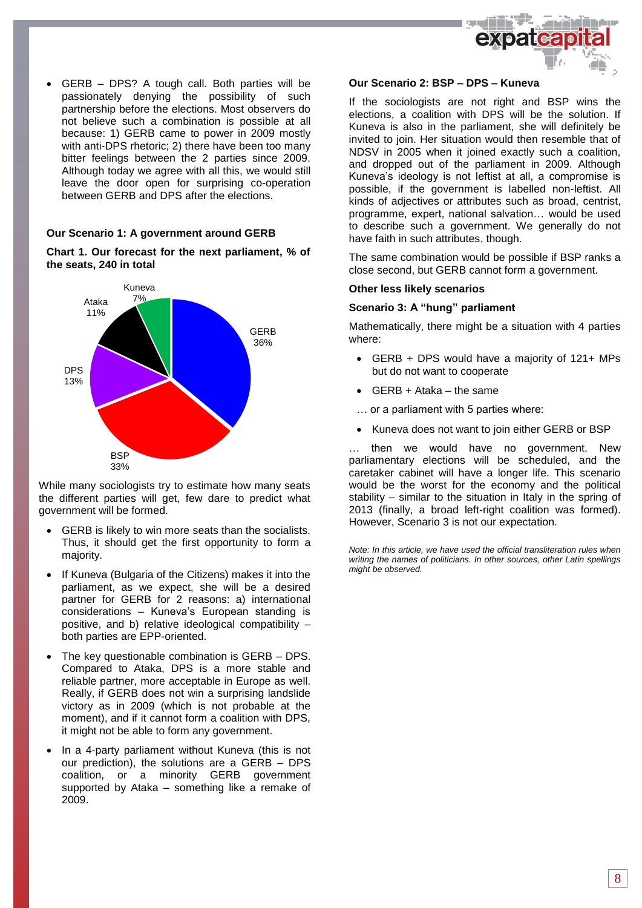- GERB – DPS? A tough call. Both parties will be passionately denying the possibility of such partnership before the elections. Most observers do not believe such a combination is possible at all because: 1) GERB came to power in 2009 mostly with anti-DPS rhetoric; 2) there have been too many bitter feelings between the 2 parties since 2009. Although today we agree with all this, we would still leave the door open for surprising co-operation between GERB and DPS after the elections.

### Our Scenario 1: A government around GERB

**Chart 1. Our forecast for the next parliament, % of the seats, 240 in total**

| Party | % of seats |
|---|---|
| GERB | 36% |
| BSP | 33% |
| DPS | 13% |
| Ataka | 11% |
| Kuneva | 7% |

While many sociologists try to estimate how many seats the different parties will get, few dare to predict what government will be formed.

- GERB is likely to win more seats than the socialists. Thus, it should get the first opportunity to form a majority.
- If Kuneva (Bulgaria of the Citizens) makes it into the parliament, as we expect, she will be a desired partner for GERB for 2 reasons: a) international considerations – Kuneva's European standing is positive, and b) relative ideological compatibility – both parties are EPP-oriented.
- The key questionable combination is GERB – DPS. Compared to Ataka, DPS is a more stable and reliable partner, more acceptable in Europe as well. Really, if GERB does not win a surprising landslide victory as in 2009 (which is not probable at the moment), and if it cannot form a coalition with DPS, it might not be able to form any government.
- In a 4-party parliament without Kuneva (this is not our prediction), the solutions are a GERB – DPS coalition, or a minority GERB government supported by Ataka – something like a remake of 2009.

### Our Scenario 2: BSP – DPS – Kuneva

If the sociologists are not right and BSP wins the elections, a coalition with DPS will be the solution. If Kuneva is also in the parliament, she will definitely be invited to join. Her situation would then resemble that of NDSV in 2005 when it joined exactly such a coalition, and dropped out of the parliament in 2009. Although Kuneva's ideology is not leftist at all, a compromise is possible, if the government is labelled non-leftist. All kinds of adjectives or attributes such as broad, centrist, programme, expert, national salvation… would be used to describe such a government. We generally do not have faith in such attributes, though.

The same combination would be possible if BSP ranks a close second, but GERB cannot form a government.

### Other less likely scenarios

### Scenario 3: A "hung" parliament

Mathematically, there might be a situation with 4 parties where:

- GERB + DPS would have a majority of 121+ MPs but do not want to cooperate
- GERB + Ataka – the same

… or a parliament with 5 parties where:

- Kuneva does not want to join either GERB or BSP

… then we would have no government. New parliamentary elections will be scheduled, and the caretaker cabinet will have a longer life. This scenario would be the worst for the economy and the political stability – similar to the situation in Italy in the spring of 2013 (finally, a broad left-right coalition was formed). However, Scenario 3 is not our expectation.

*Note: In this article, we have used the official transliteration rules when writing the names of politicians. In other sources, other Latin spellings might be observed.*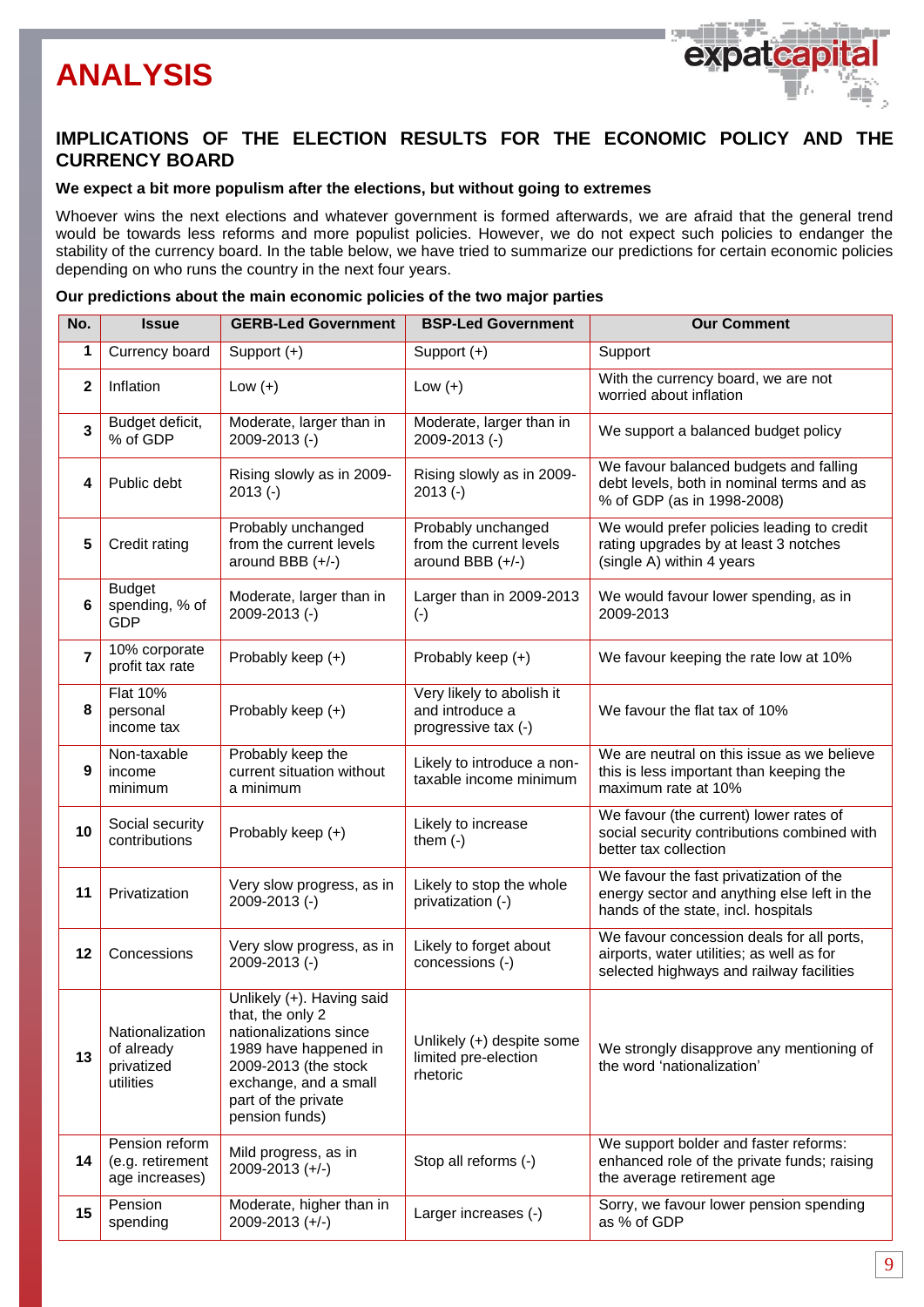# ANALYSIS

## IMPLICATIONS OF THE ELECTION RESULTS FOR THE ECONOMIC POLICY AND THE CURRENCY BOARD

**We expect a bit more populism after the elections, but without going to extremes**

Whoever wins the next elections and whatever government is formed afterwards, we are afraid that the general trend would be towards less reforms and more populist policies. However, we do not expect such policies to endanger the stability of the currency board. In the table below, we have tried to summarize our predictions for certain economic policies depending on who runs the country in the next four years.

**Our predictions about the main economic policies of the two major parties**

| No. | Issue | GERB-Led Government | BSP-Led Government | Our Comment |
|---|---|---|---|---|
| 1 | Currency board | Support (+) | Support (+) | Support |
| 2 | Inflation | Low (+) | Low (+) | With the currency board, we are not worried about inflation |
| 3 | Budget deficit, % of GDP | Moderate, larger than in 2009-2013 (-) | Moderate, larger than in 2009-2013 (-) | We support a balanced budget policy |
| 4 | Public debt | Rising slowly as in 2009-2013 (-) | Rising slowly as in 2009-2013 (-) | We favour balanced budgets and falling debt levels, both in nominal terms and as % of GDP (as in 1998-2008) |
| 5 | Credit rating | Probably unchanged from the current levels around BBB (+/-) | Probably unchanged from the current levels around BBB (+/-) | We would prefer policies leading to credit rating upgrades by at least 3 notches (single A) within 4 years |
| 6 | Budget spending, % of GDP | Moderate, larger than in 2009-2013 (-) | Larger than in 2009-2013 (-) | We would favour lower spending, as in 2009-2013 |
| 7 | 10% corporate profit tax rate | Probably keep (+) | Probably keep (+) | We favour keeping the rate low at 10% |
| 8 | Flat 10% personal income tax | Probably keep (+) | Very likely to abolish it and introduce a progressive tax (-) | We favour the flat tax of 10% |
| 9 | Non-taxable income minimum | Probably keep the current situation without a minimum | Likely to introduce a non-taxable income minimum | We are neutral on this issue as we believe this is less important than keeping the maximum rate at 10% |
| 10 | Social security contributions | Probably keep (+) | Likely to increase them (-) | We favour (the current) lower rates of social security contributions combined with better tax collection |
| 11 | Privatization | Very slow progress, as in 2009-2013 (-) | Likely to stop the whole privatization (-) | We favour the fast privatization of the energy sector and anything else left in the hands of the state, incl. hospitals |
| 12 | Concessions | Very slow progress, as in 2009-2013 (-) | Likely to forget about concessions (-) | We favour concession deals for all ports, airports, water utilities; as well as for selected highways and railway facilities |
| 13 | Nationalization of already privatized utilities | Unlikely (+). Having said that, the only 2 nationalizations since 1989 have happened in 2009-2013 (the stock exchange, and a small part of the private pension funds) | Unlikely (+) despite some limited pre-election rhetoric | We strongly disapprove any mentioning of the word 'nationalization' |
| 14 | Pension reform (e.g. retirement age increases) | Mild progress, as in 2009-2013 (+/-) | Stop all reforms (-) | We support bolder and faster reforms: enhanced role of the private funds; raising the average retirement age |
| 15 | Pension spending | Moderate, higher than in 2009-2013 (+/-) | Larger increases (-) | Sorry, we favour lower pension spending as % of GDP |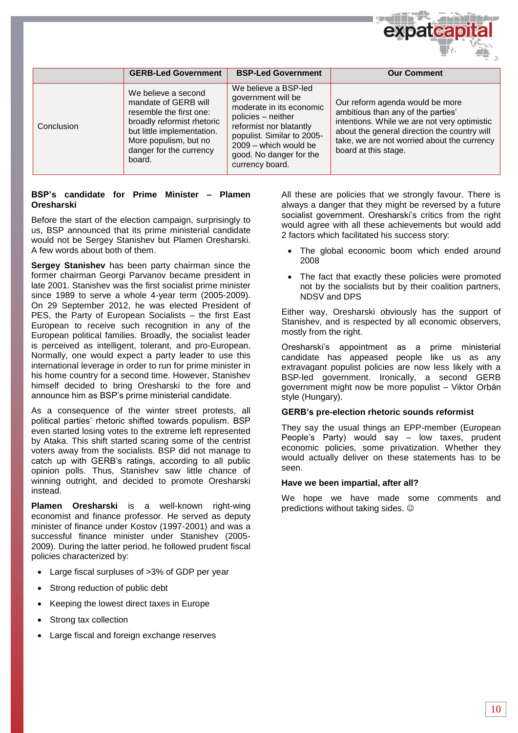| | GERB-Led Government | BSP-Led Government | Our Comment |
|---|---|---|---|
| Conclusion | We believe a second mandate of GERB will resemble the first one: broadly reformist rhetoric but little implementation. More populism, but no danger for the currency board. | We believe a BSP-led government will be moderate in its economic policies – neither reformist nor blatantly populist. Similar to 2005-2009 – which would be good. No danger for the currency board. | Our reform agenda would be more ambitious than any of the parties' intentions. While we are not very optimistic about the general direction the country will take, we are not worried about the currency board at this stage. |

**BSP's candidate for Prime Minister – Plamen Oresharski**

Before the start of the election campaign, surprisingly to us, BSP announced that its prime ministerial candidate would not be Sergey Stanishev but Plamen Oresharski. A few words about both of them.

**Sergey Stanishev** has been party chairman since the former chairman Georgi Parvanov became president in late 2001. Stanishev was the first socialist prime minister since 1989 to serve a whole 4-year term (2005-2009). On 29 September 2012, he was elected President of PES, the Party of European Socialists – the first East European to receive such recognition in any of the European political families. Broadly, the socialist leader is perceived as intelligent, tolerant, and pro-European. Normally, one would expect a party leader to use this international leverage in order to run for prime minister in his home country for a second time. However, Stanishev himself decided to bring Oresharski to the fore and announce him as BSP's prime ministerial candidate.

As a consequence of the winter street protests, all political parties' rhetoric shifted towards populism. BSP even started losing votes to the extreme left represented by Ataka. This shift started scaring some of the centrist voters away from the socialists. BSP did not manage to catch up with GERB's ratings, according to all public opinion polls. Thus, Stanishev saw little chance of winning outright, and decided to promote Oresharski instead.

**Plamen Oresharski** is a well-known right-wing economist and finance professor. He served as deputy minister of finance under Kostov (1997-2001) and was a successful finance minister under Stanishev (2005-2009). During the latter period, he followed prudent fiscal policies characterized by:

- Large fiscal surpluses of >3% of GDP per year
- Strong reduction of public debt
- Keeping the lowest direct taxes in Europe
- Strong tax collection
- Large fiscal and foreign exchange reserves

All these are policies that we strongly favour. There is always a danger that they might be reversed by a future socialist government. Oresharski's critics from the right would agree with all these achievements but would add 2 factors which facilitated his success story:

- The global economic boom which ended around 2008
- The fact that exactly these policies were promoted not by the socialists but by their coalition partners, NDSV and DPS

Either way, Oresharski obviously has the support of Stanishev, and is respected by all economic observers, mostly from the right.

Oresharski's appointment as a prime ministerial candidate has appeased people like us as any extravagant populist policies are now less likely with a BSP-led government. Ironically, a second GERB government might now be more populist – Viktor Orbán style (Hungary).

**GERB's pre-election rhetoric sounds reformist**

They say the usual things an EPP-member (European People's Party) would say – low taxes, prudent economic policies, some privatization. Whether they would actually deliver on these statements has to be seen.

**Have we been impartial, after all?**

We hope we have made some comments and predictions without taking sides. ☺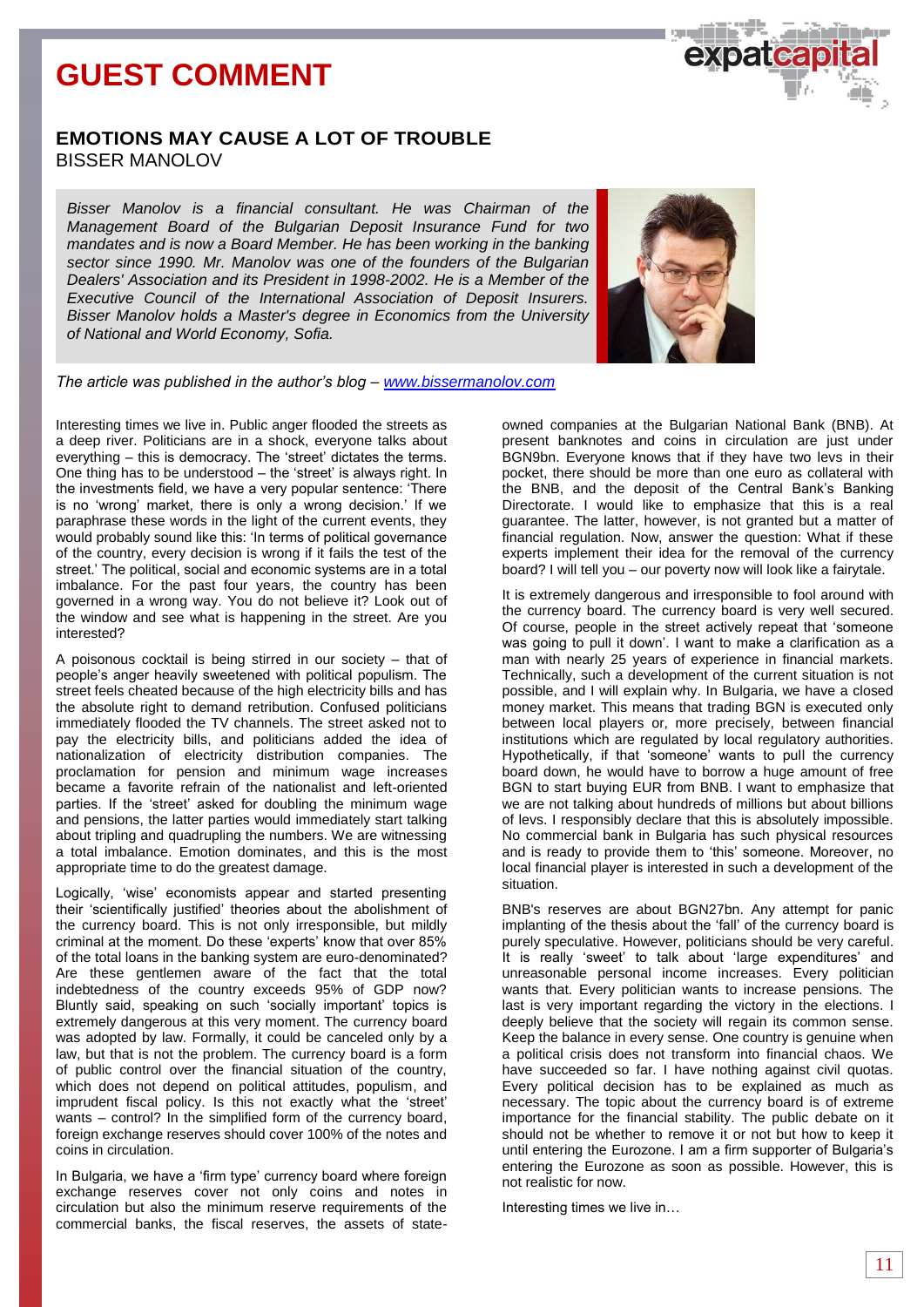# GUEST COMMENT

## EMOTIONS MAY CAUSE A LOT OF TROUBLE

BISSER MANOLOV

*Bisser Manolov is a financial consultant. He was Chairman of the Management Board of the Bulgarian Deposit Insurance Fund for two mandates and is now a Board Member. He has been working in the banking sector since 1990. Mr. Manolov was one of the founders of the Bulgarian Dealers' Association and its President in 1998-2002. He is a Member of the Executive Council of the International Association of Deposit Insurers. Bisser Manolov holds a Master's degree in Economics from the University of National and World Economy, Sofia.*

*The article was published in the author's blog – [www.bissermanolov.com](www.bissermanolov.com)*

Interesting times we live in. Public anger flooded the streets as a deep river. Politicians are in a shock, everyone talks about everything – this is democracy. The 'street' dictates the terms. One thing has to be understood – the 'street' is always right. In the investments field, we have a very popular sentence: 'There is no 'wrong' market, there is only a wrong decision.' If we paraphrase these words in the light of the current events, they would probably sound like this: 'In terms of political governance of the country, every decision is wrong if it fails the test of the street.' The political, social and economic systems are in a total imbalance. For the past four years, the country has been governed in a wrong way. You do not believe it? Look out of the window and see what is happening in the street. Are you interested?

A poisonous cocktail is being stirred in our society – that of people's anger heavily sweetened with political populism. The street feels cheated because of the high electricity bills and has the absolute right to demand retribution. Confused politicians immediately flooded the TV channels. The street asked not to pay the electricity bills, and politicians added the idea of nationalization of electricity distribution companies. The proclamation for pension and minimum wage increases became a favorite refrain of the nationalist and left-oriented parties. If the 'street' asked for doubling the minimum wage and pensions, the latter parties would immediately start talking about tripling and quadrupling the numbers. We are witnessing a total imbalance. Emotion dominates, and this is the most appropriate time to do the greatest damage.

Logically, 'wise' economists appear and started presenting their 'scientifically justified' theories about the abolishment of the currency board. This is not only irresponsible, but mildly criminal at the moment. Do these 'experts' know that over 85% of the total loans in the banking system are euro-denominated? Are these gentlemen aware of the fact that the total indebtedness of the country exceeds 95% of GDP now? Bluntly said, speaking on such 'socially important' topics is extremely dangerous at this very moment. The currency board was adopted by law. Formally, it could be canceled only by a law, but that is not the problem. The currency board is a form of public control over the financial situation of the country, which does not depend on political attitudes, populism, and imprudent fiscal policy. Is this not exactly what the 'street' wants – control? In the simplified form of the currency board, foreign exchange reserves should cover 100% of the notes and coins in circulation.

In Bulgaria, we have a 'firm type' currency board where foreign exchange reserves cover not only coins and notes in circulation but also the minimum reserve requirements of the commercial banks, the fiscal reserves, the assets of state-owned companies at the Bulgarian National Bank (BNB). At present banknotes and coins in circulation are just under BGN9bn. Everyone knows that if they have two levs in their pocket, there should be more than one euro as collateral with the BNB, and the deposit of the Central Bank's Banking Directorate. I would like to emphasize that this is a real guarantee. The latter, however, is not granted but a matter of financial regulation. Now, answer the question: What if these experts implement their idea for the removal of the currency board? I will tell you – our poverty now will look like a fairytale.

It is extremely dangerous and irresponsible to fool around with the currency board. The currency board is very well secured. Of course, people in the street actively repeat that 'someone was going to pull it down'. I want to make a clarification as a man with nearly 25 years of experience in financial markets. Technically, such a development of the current situation is not possible, and I will explain why. In Bulgaria, we have a closed money market. This means that trading BGN is executed only between local players or, more precisely, between financial institutions which are regulated by local regulatory authorities. Hypothetically, if that 'someone' wants to pull the currency board down, he would have to borrow a huge amount of free BGN to start buying EUR from BNB. I want to emphasize that we are not talking about hundreds of millions but about billions of levs. I responsibly declare that this is absolutely impossible. No commercial bank in Bulgaria has such physical resources and is ready to provide them to 'this' someone. Moreover, no local financial player is interested in such a development of the situation.

BNB's reserves are about BGN27bn. Any attempt for panic implanting of the thesis about the 'fall' of the currency board is purely speculative. However, politicians should be very careful. It is really 'sweet' to talk about 'large expenditures' and unreasonable personal income increases. Every politician wants that. Every politician wants to increase pensions. The last is very important regarding the victory in the elections. I deeply believe that the society will regain its common sense. Keep the balance in every sense. One country is genuine when a political crisis does not transform into financial chaos. We have succeeded so far. I have nothing against civil quotas. Every political decision has to be explained as much as necessary. The topic about the currency board is of extreme importance for the financial stability. The public debate on it should not be whether to remove it or not but how to keep it until entering the Eurozone. I am a firm supporter of Bulgaria's entering the Eurozone as soon as possible. However, this is not realistic for now.

Interesting times we live in…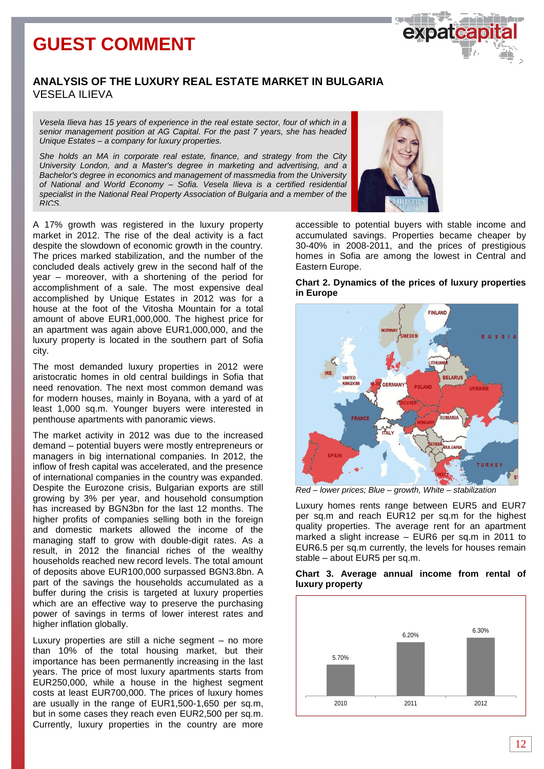# GUEST COMMENT

## ANALYSIS OF THE LUXURY REAL ESTATE MARKET IN BULGARIA
VESELA ILIEVA

*Vesela Ilieva has 15 years of experience in the real estate sector, four of which in a senior management position at AG Capital. For the past 7 years, she has headed Unique Estates – a company for luxury properties.*

*She holds an MA in corporate real estate, finance, and strategy from the City University London, and a Master's degree in marketing and advertising, and a Bachelor's degree in economics and management of massmedia from the University of National and World Economy – Sofia. Vesela Ilieva is a certified residential specialist in the National Real Property Association of Bulgaria and a member of the RICS.*

A 17% growth was registered in the luxury property market in 2012. The rise of the deal activity is a fact despite the slowdown of economic growth in the country. The prices marked stabilization, and the number of the concluded deals actively grew in the second half of the year – moreover, with a shortening of the period for accomplishment of a sale. The most expensive deal accomplished by Unique Estates in 2012 was for a house at the foot of the Vitosha Mountain for a total amount of above EUR1,000,000. The highest price for an apartment was again above EUR1,000,000, and the luxury property is located in the southern part of Sofia city.

The most demanded luxury properties in 2012 were aristocratic homes in old central buildings in Sofia that need renovation. The next most common demand was for modern houses, mainly in Boyana, with a yard of at least 1,000 sq.m. Younger buyers were interested in penthouse apartments with panoramic views.

The market activity in 2012 was due to the increased demand – potential buyers were mostly entrepreneurs or managers in big international companies. In 2012, the inflow of fresh capital was accelerated, and the presence of international companies in the country was expanded. Despite the Eurozone crisis, Bulgarian exports are still growing by 3% per year, and household consumption has increased by BGN3bn for the last 12 months. The higher profits of companies selling both in the foreign and domestic markets allowed the income of the managing staff to grow with double-digit rates. As a result, in 2012 the financial riches of the wealthy households reached new record levels. The total amount of deposits above EUR100,000 surpassed BGN3.8bn. A part of the savings the households accumulated as a buffer during the crisis is targeted at luxury properties which are an effective way to preserve the purchasing power of savings in terms of lower interest rates and higher inflation globally.

Luxury properties are still a niche segment – no more than 10% of the total housing market, but their importance has been permanently increasing in the last years. The price of most luxury apartments starts from EUR250,000, while a house in the highest segment costs at least EUR700,000. The prices of luxury homes are usually in the range of EUR1,500-1,650 per sq.m, but in some cases they reach even EUR2,500 per sq.m. Currently, luxury properties in the country are more accessible to potential buyers with stable income and accumulated savings. Properties became cheaper by 30-40% in 2008-2011, and the prices of prestigious homes in Sofia are among the lowest in Central and Eastern Europe.

**Chart 2. Dynamics of the prices of luxury properties in Europe**

*Red – lower prices; Blue – growth, White – stabilization*

Luxury homes rents range between EUR5 and EUR7 per sq.m and reach EUR12 per sq.m for the highest quality properties. The average rent for an apartment marked a slight increase – EUR6 per sq.m in 2011 to EUR6.5 per sq.m currently, the levels for houses remain stable – about EUR5 per sq.m.

**Chart 3. Average annual income from rental of luxury property**

| Year | Income |
|---|---|
| 2010 | 5.70% |
| 2011 | 6.20% |
| 2012 | 6.30% |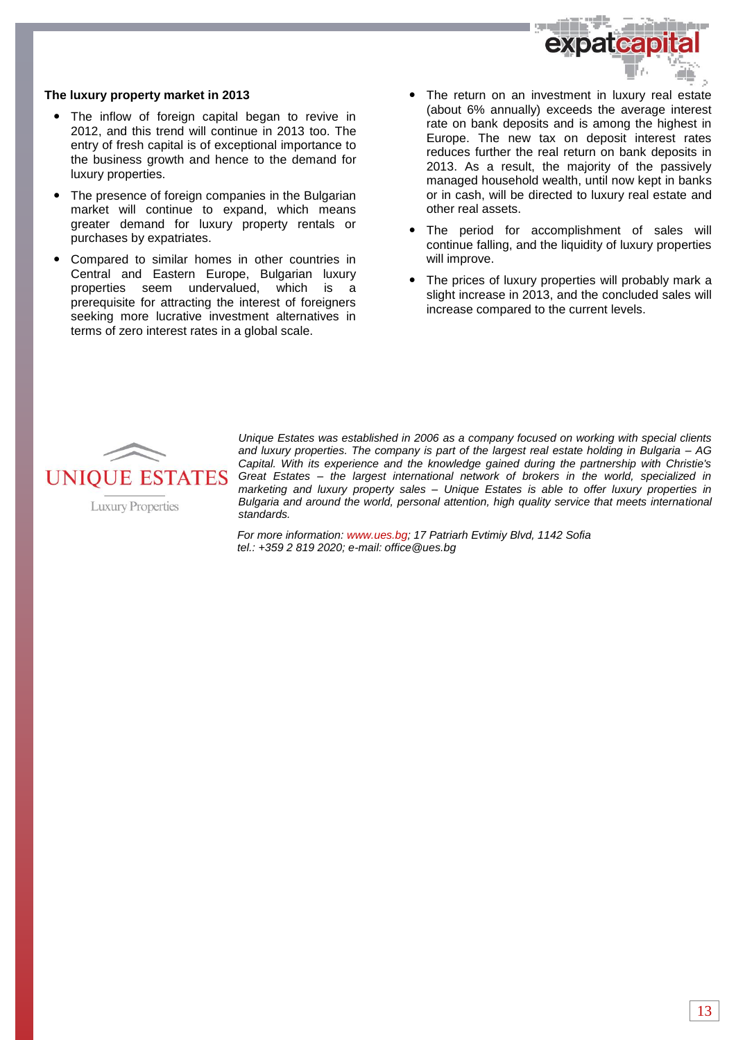**The luxury property market in 2013**

- The inflow of foreign capital began to revive in 2012, and this trend will continue in 2013 too. The entry of fresh capital is of exceptional importance to the business growth and hence to the demand for luxury properties.
- The presence of foreign companies in the Bulgarian market will continue to expand, which means greater demand for luxury property rentals or purchases by expatriates.
- Compared to similar homes in other countries in Central and Eastern Europe, Bulgarian luxury properties seem undervalued, which is a prerequisite for attracting the interest of foreigners seeking more lucrative investment alternatives in terms of zero interest rates in a global scale.
- The return on an investment in luxury real estate (about 6% annually) exceeds the average interest rate on bank deposits and is among the highest in Europe. The new tax on deposit interest rates reduces further the real return on bank deposits in 2013. As a result, the majority of the passively managed household wealth, until now kept in banks or in cash, will be directed to luxury real estate and other real assets.
- The period for accomplishment of sales will continue falling, and the liquidity of luxury properties will improve.
- The prices of luxury properties will probably mark a slight increase in 2013, and the concluded sales will increase compared to the current levels.

UNIQUE ESTATES
Luxury Properties

*Unique Estates was established in 2006 as a company focused on working with special clients and luxury properties. The company is part of the largest real estate holding in Bulgaria – AG Capital. With its experience and the knowledge gained during the partnership with Christie's Great Estates – the largest international network of brokers in the world, specialized in marketing and luxury property sales – Unique Estates is able to offer luxury properties in Bulgaria and around the world, personal attention, high quality service that meets international standards.*

*For more information: www.ues.bg; 17 Patriarh Evtimiy Blvd, 1142 Sofia*
*tel.: +359 2 819 2020; e-mail: office@ues.bg*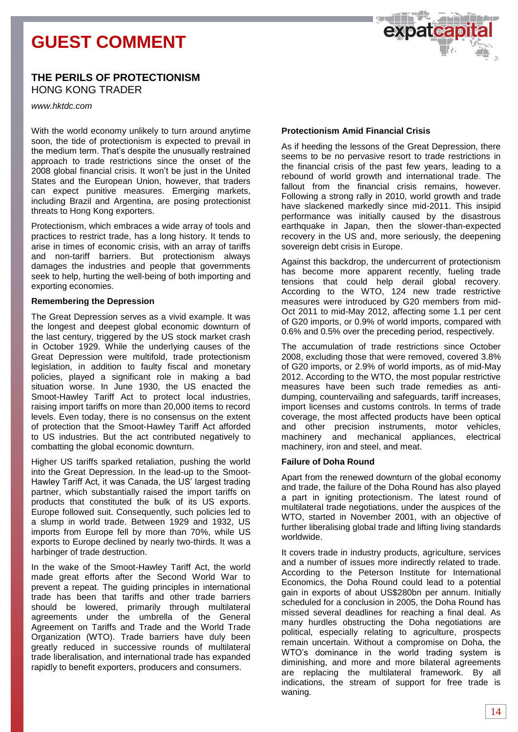# GUEST COMMENT

## THE PERILS OF PROTECTIONISM

HONG KONG TRADER

*www.hktdc.com*

With the world economy unlikely to turn around anytime soon, the tide of protectionism is expected to prevail in the medium term. That's despite the unusually restrained approach to trade restrictions since the onset of the 2008 global financial crisis. It won't be just in the United States and the European Union, however, that traders can expect punitive measures. Emerging markets, including Brazil and Argentina, are posing protectionist threats to Hong Kong exporters.

Protectionism, which embraces a wide array of tools and practices to restrict trade, has a long history. It tends to arise in times of economic crisis, with an array of tariffs and non-tariff barriers. But protectionism always damages the industries and people that governments seek to help, hurting the well-being of both importing and exporting economies.

**Remembering the Depression**

The Great Depression serves as a vivid example. It was the longest and deepest global economic downturn of the last century, triggered by the US stock market crash in October 1929. While the underlying causes of the Great Depression were multifold, trade protectionism legislation, in addition to faulty fiscal and monetary policies, played a significant role in making a bad situation worse. In June 1930, the US enacted the Smoot-Hawley Tariff Act to protect local industries, raising import tariffs on more than 20,000 items to record levels. Even today, there is no consensus on the extent of protection that the Smoot-Hawley Tariff Act afforded to US industries. But the act contributed negatively to combatting the global economic downturn.

Higher US tariffs sparked retaliation, pushing the world into the Great Depression. In the lead-up to the Smoot-Hawley Tariff Act, it was Canada, the US' largest trading partner, which substantially raised the import tariffs on products that constituted the bulk of its US exports. Europe followed suit. Consequently, such policies led to a slump in world trade. Between 1929 and 1932, US imports from Europe fell by more than 70%, while US exports to Europe declined by nearly two-thirds. It was a harbinger of trade destruction.

In the wake of the Smoot-Hawley Tariff Act, the world made great efforts after the Second World War to prevent a repeat. The guiding principles in international trade has been that tariffs and other trade barriers should be lowered, primarily through multilateral agreements under the umbrella of the General Agreement on Tariffs and Trade and the World Trade Organization (WTO). Trade barriers have duly been greatly reduced in successive rounds of multilateral trade liberalisation, and international trade has expanded rapidly to benefit exporters, producers and consumers.

**Protectionism Amid Financial Crisis**

As if heeding the lessons of the Great Depression, there seems to be no pervasive resort to trade restrictions in the financial crisis of the past few years, leading to a rebound of world growth and international trade. The fallout from the financial crisis remains, however. Following a strong rally in 2010, world growth and trade have slackened markedly since mid-2011. This insipid performance was initially caused by the disastrous earthquake in Japan, then the slower-than-expected recovery in the US and, more seriously, the deepening sovereign debt crisis in Europe.

Against this backdrop, the undercurrent of protectionism has become more apparent recently, fueling trade tensions that could help derail global recovery. According to the WTO, 124 new trade restrictive measures were introduced by G20 members from mid-Oct 2011 to mid-May 2012, affecting some 1.1 per cent of G20 imports, or 0.9% of world imports, compared with 0.6% and 0.5% over the preceding period, respectively.

The accumulation of trade restrictions since October 2008, excluding those that were removed, covered 3.8% of G20 imports, or 2.9% of world imports, as of mid-May 2012. According to the WTO, the most popular restrictive measures have been such trade remedies as anti-dumping, countervailing and safeguards, tariff increases, import licenses and customs controls. In terms of trade coverage, the most affected products have been optical and other precision instruments, motor vehicles, machinery and mechanical appliances, electrical machinery, iron and steel, and meat.

**Failure of Doha Round**

Apart from the renewed downturn of the global economy and trade, the failure of the Doha Round has also played a part in igniting protectionism. The latest round of multilateral trade negotiations, under the auspices of the WTO, started in November 2001, with an objective of further liberalising global trade and lifting living standards worldwide.

It covers trade in industry products, agriculture, services and a number of issues more indirectly related to trade. According to the Peterson Institute for International Economics, the Doha Round could lead to a potential gain in exports of about US$280bn per annum. Initially scheduled for a conclusion in 2005, the Doha Round has missed several deadlines for reaching a final deal. As many hurdles obstructing the Doha negotiations are political, especially relating to agriculture, prospects remain uncertain. Without a compromise on Doha, the WTO's dominance in the world trading system is diminishing, and more and more bilateral agreements are replacing the multilateral framework. By all indications, the stream of support for free trade is waning.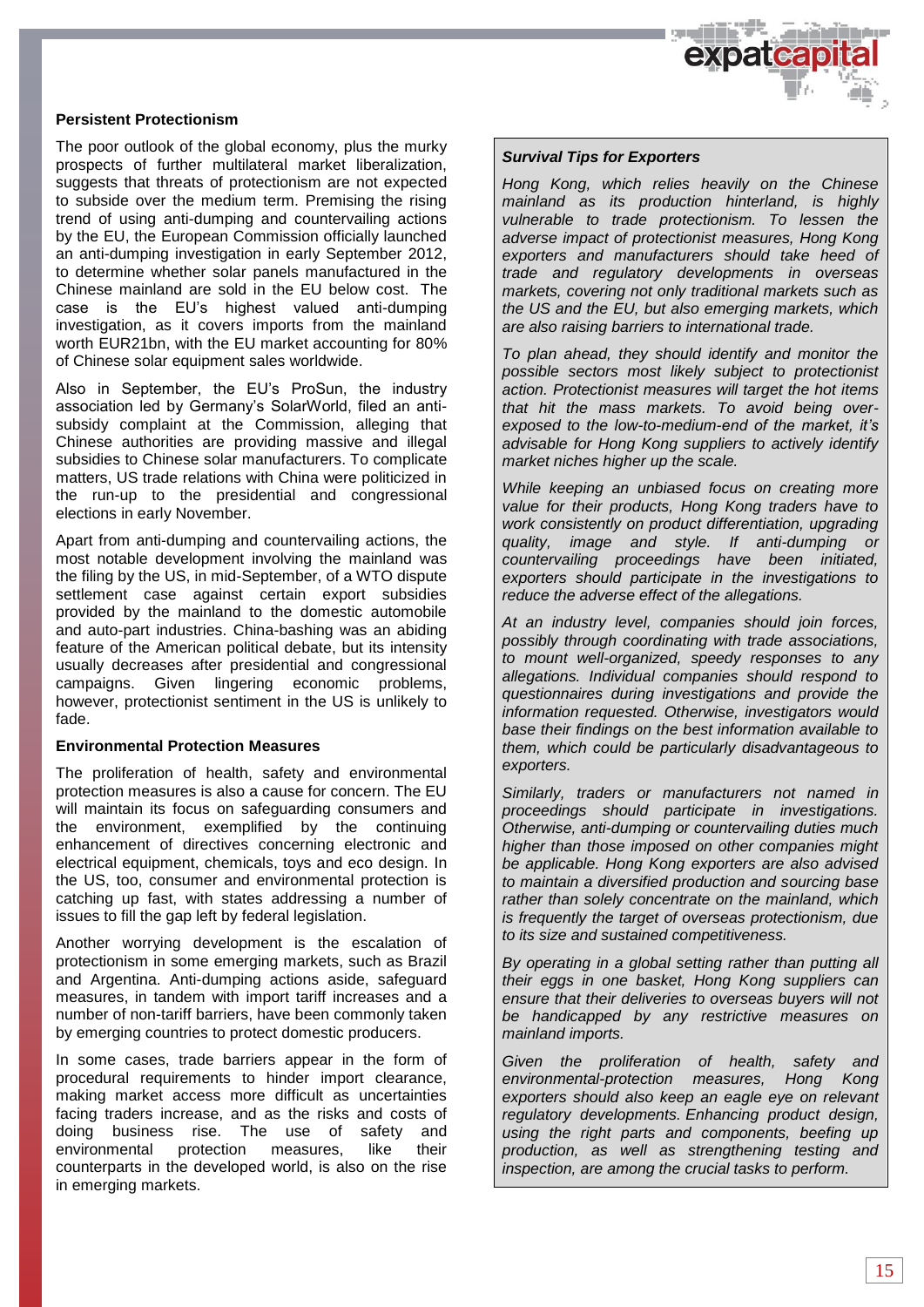### Persistent Protectionism

The poor outlook of the global economy, plus the murky prospects of further multilateral market liberalization, suggests that threats of protectionism are not expected to subside over the medium term. Premising the rising trend of using anti-dumping and countervailing actions by the EU, the European Commission officially launched an anti-dumping investigation in early September 2012, to determine whether solar panels manufactured in the Chinese mainland are sold in the EU below cost. The case is the EU's highest valued anti-dumping investigation, as it covers imports from the mainland worth EUR21bn, with the EU market accounting for 80% of Chinese solar equipment sales worldwide.

Also in September, the EU's ProSun, the industry association led by Germany's SolarWorld, filed an anti-subsidy complaint at the Commission, alleging that Chinese authorities are providing massive and illegal subsidies to Chinese solar manufacturers. To complicate matters, US trade relations with China were politicized in the run-up to the presidential and congressional elections in early November.

Apart from anti-dumping and countervailing actions, the most notable development involving the mainland was the filing by the US, in mid-September, of a WTO dispute settlement case against certain export subsidies provided by the mainland to the domestic automobile and auto-part industries. China-bashing was an abiding feature of the American political debate, but its intensity usually decreases after presidential and congressional campaigns. Given lingering economic problems, however, protectionist sentiment in the US is unlikely to fade.

### Environmental Protection Measures

The proliferation of health, safety and environmental protection measures is also a cause for concern. The EU will maintain its focus on safeguarding consumers and the environment, exemplified by the continuing enhancement of directives concerning electronic and electrical equipment, chemicals, toys and eco design. In the US, too, consumer and environmental protection is catching up fast, with states addressing a number of issues to fill the gap left by federal legislation.

Another worrying development is the escalation of protectionism in some emerging markets, such as Brazil and Argentina. Anti-dumping actions aside, safeguard measures, in tandem with import tariff increases and a number of non-tariff barriers, have been commonly taken by emerging countries to protect domestic producers.

In some cases, trade barriers appear in the form of procedural requirements to hinder import clearance, making market access more difficult as uncertainties facing traders increase, and as the risks and costs of doing business rise. The use of safety and environmental protection measures, like their counterparts in the developed world, is also on the rise in emerging markets.

***Survival Tips for Exporters***

*Hong Kong, which relies heavily on the Chinese mainland as its production hinterland, is highly vulnerable to trade protectionism. To lessen the adverse impact of protectionist measures, Hong Kong exporters and manufacturers should take heed of trade and regulatory developments in overseas markets, covering not only traditional markets such as the US and the EU, but also emerging markets, which are also raising barriers to international trade.*

*To plan ahead, they should identify and monitor the possible sectors most likely subject to protectionist action. Protectionist measures will target the hot items that hit the mass markets. To avoid being over-exposed to the low-to-medium-end of the market, it's advisable for Hong Kong suppliers to actively identify market niches higher up the scale.*

*While keeping an unbiased focus on creating more value for their products, Hong Kong traders have to work consistently on product differentiation, upgrading quality, image and style. If anti-dumping or countervailing proceedings have been initiated, exporters should participate in the investigations to reduce the adverse effect of the allegations.*

*At an industry level, companies should join forces, possibly through coordinating with trade associations, to mount well-organized, speedy responses to any allegations. Individual companies should respond to questionnaires during investigations and provide the information requested. Otherwise, investigators would base their findings on the best information available to them, which could be particularly disadvantageous to exporters.*

*Similarly, traders or manufacturers not named in proceedings should participate in investigations. Otherwise, anti-dumping or countervailing duties much higher than those imposed on other companies might be applicable. Hong Kong exporters are also advised to maintain a diversified production and sourcing base rather than solely concentrate on the mainland, which is frequently the target of overseas protectionism, due to its size and sustained competitiveness.*

*By operating in a global setting rather than putting all their eggs in one basket, Hong Kong suppliers can ensure that their deliveries to overseas buyers will not be handicapped by any restrictive measures on mainland imports.*

*Given the proliferation of health, safety and environmental-protection measures, Hong Kong exporters should also keep an eagle eye on relevant regulatory developments. Enhancing product design, using the right parts and components, beefing up production, as well as strengthening testing and inspection, are among the crucial tasks to perform.*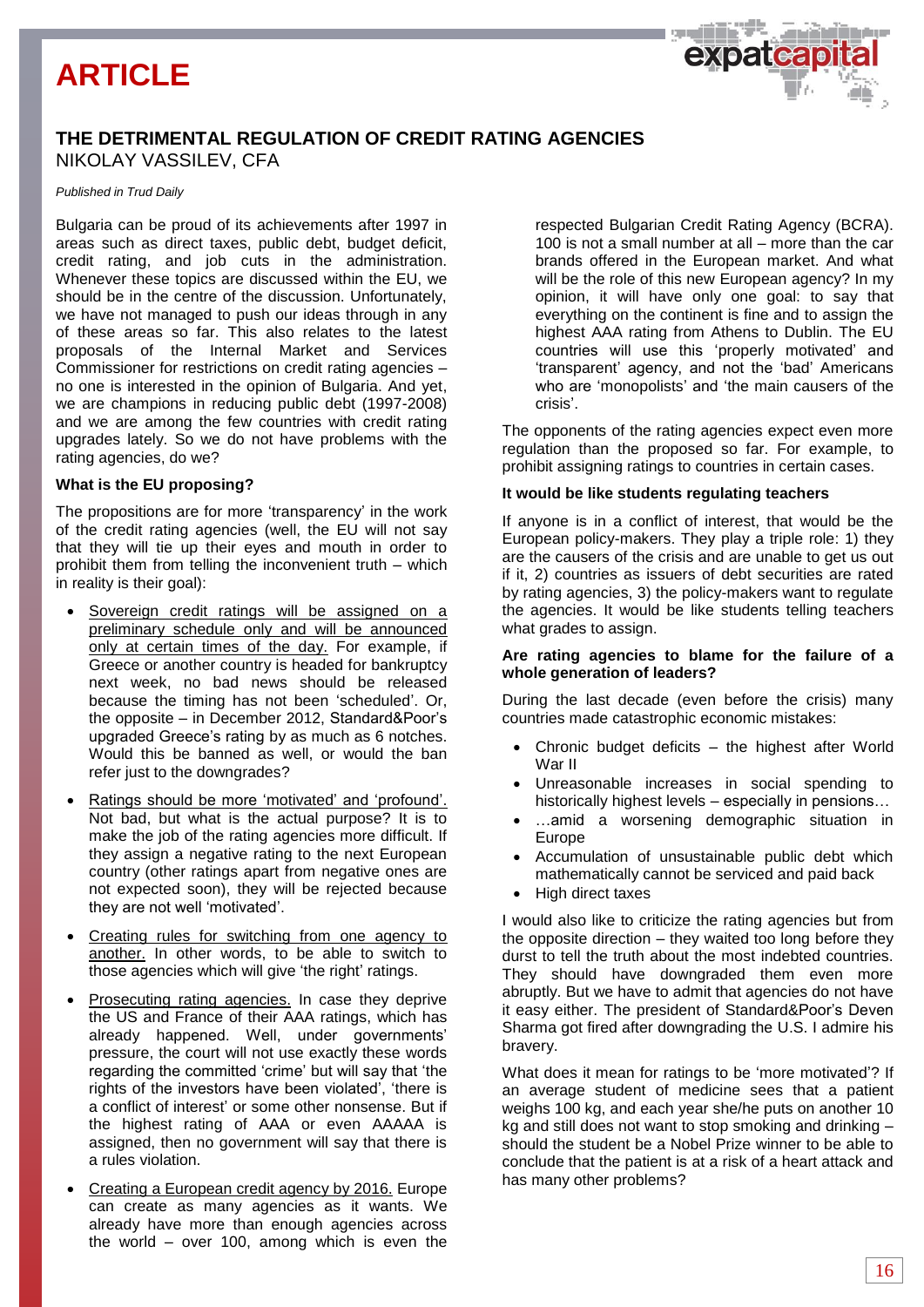# ARTICLE

## THE DETRIMENTAL REGULATION OF CREDIT RATING AGENCIES

NIKOLAY VASSILEV, CFA

*Published in Trud Daily*

Bulgaria can be proud of its achievements after 1997 in areas such as direct taxes, public debt, budget deficit, credit rating, and job cuts in the administration. Whenever these topics are discussed within the EU, we should be in the centre of the discussion. Unfortunately, we have not managed to push our ideas through in any of these areas so far. This also relates to the latest proposals of the Internal Market and Services Commissioner for restrictions on credit rating agencies – no one is interested in the opinion of Bulgaria. And yet, we are champions in reducing public debt (1997-2008) and we are among the few countries with credit rating upgrades lately. So we do not have problems with the rating agencies, do we?

### What is the EU proposing?

The propositions are for more 'transparency' in the work of the credit rating agencies (well, the EU will not say that they will tie up their eyes and mouth in order to prohibit them from telling the inconvenient truth – which in reality is their goal):

- Sovereign credit ratings will be assigned on a preliminary schedule only and will be announced only at certain times of the day. For example, if Greece or another country is headed for bankruptcy next week, no bad news should be released because the timing has not been 'scheduled'. Or, the opposite – in December 2012, Standard&Poor's upgraded Greece's rating by as much as 6 notches. Would this be banned as well, or would the ban refer just to the downgrades?
- Ratings should be more 'motivated' and 'profound'. Not bad, but what is the actual purpose? It is to make the job of the rating agencies more difficult. If they assign a negative rating to the next European country (other ratings apart from negative ones are not expected soon), they will be rejected because they are not well 'motivated'.
- Creating rules for switching from one agency to another. In other words, to be able to switch to those agencies which will give 'the right' ratings.
- Prosecuting rating agencies. In case they deprive the US and France of their AAA ratings, which has already happened. Well, under governments' pressure, the court will not use exactly these words regarding the committed 'crime' but will say that 'the rights of the investors have been violated', 'there is a conflict of interest' or some other nonsense. But if the highest rating of AAA or even AAAAA is assigned, then no government will say that there is a rules violation.
- Creating a European credit agency by 2016. Europe can create as many agencies as it wants. We already have more than enough agencies across the world – over 100, among which is even the respected Bulgarian Credit Rating Agency (BCRA). 100 is not a small number at all – more than the car brands offered in the European market. And what will be the role of this new European agency? In my opinion, it will have only one goal: to say that everything on the continent is fine and to assign the highest AAA rating from Athens to Dublin. The EU countries will use this 'properly motivated' and 'transparent' agency, and not the 'bad' Americans who are 'monopolists' and 'the main causers of the crisis'.

The opponents of the rating agencies expect even more regulation than the proposed so far. For example, to prohibit assigning ratings to countries in certain cases.

### It would be like students regulating teachers

If anyone is in a conflict of interest, that would be the European policy-makers. They play a triple role: 1) they are the causers of the crisis and are unable to get us out if it, 2) countries as issuers of debt securities are rated by rating agencies, 3) the policy-makers want to regulate the agencies. It would be like students telling teachers what grades to assign.

### Are rating agencies to blame for the failure of a whole generation of leaders?

During the last decade (even before the crisis) many countries made catastrophic economic mistakes:

- Chronic budget deficits – the highest after World War II
- Unreasonable increases in social spending to historically highest levels – especially in pensions…
- …amid a worsening demographic situation in Europe
- Accumulation of unsustainable public debt which mathematically cannot be serviced and paid back
- High direct taxes

I would also like to criticize the rating agencies but from the opposite direction – they waited too long before they durst to tell the truth about the most indebted countries. They should have downgraded them even more abruptly. But we have to admit that agencies do not have it easy either. The president of Standard&Poor's Deven Sharma got fired after downgrading the U.S. I admire his bravery.

What does it mean for ratings to be 'more motivated'? If an average student of medicine sees that a patient weighs 100 kg, and each year she/he puts on another 10 kg and still does not want to stop smoking and drinking – should the student be a Nobel Prize winner to be able to conclude that the patient is at a risk of a heart attack and has many other problems?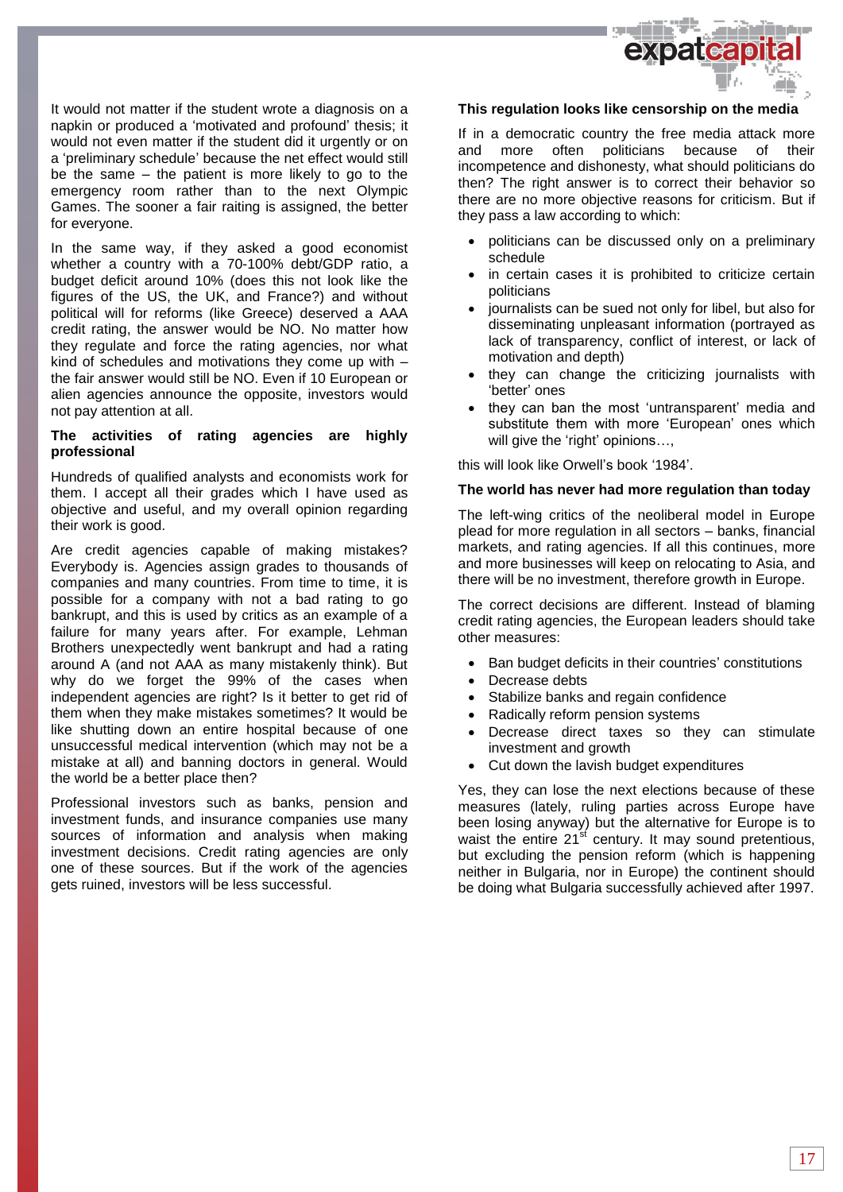It would not matter if the student wrote a diagnosis on a napkin or produced a 'motivated and profound' thesis; it would not even matter if the student did it urgently or on a 'preliminary schedule' because the net effect would still be the same – the patient is more likely to go to the emergency room rather than to the next Olympic Games. The sooner a fair raiting is assigned, the better for everyone.

In the same way, if they asked a good economist whether a country with a 70-100% debt/GDP ratio, a budget deficit around 10% (does this not look like the figures of the US, the UK, and France?) and without political will for reforms (like Greece) deserved a AAA credit rating, the answer would be NO. No matter how they regulate and force the rating agencies, nor what kind of schedules and motivations they come up with – the fair answer would still be NO. Even if 10 European or alien agencies announce the opposite, investors would not pay attention at all.

**The activities of rating agencies are highly professional**

Hundreds of qualified analysts and economists work for them. I accept all their grades which I have used as objective and useful, and my overall opinion regarding their work is good.

Are credit agencies capable of making mistakes? Everybody is. Agencies assign grades to thousands of companies and many countries. From time to time, it is possible for a company with not a bad rating to go bankrupt, and this is used by critics as an example of a failure for many years after. For example, Lehman Brothers unexpectedly went bankrupt and had a rating around A (and not AAA as many mistakenly think). But why do we forget the 99% of the cases when independent agencies are right? Is it better to get rid of them when they make mistakes sometimes? It would be like shutting down an entire hospital because of one unsuccessful medical intervention (which may not be a mistake at all) and banning doctors in general. Would the world be a better place then?

Professional investors such as banks, pension and investment funds, and insurance companies use many sources of information and analysis when making investment decisions. Credit rating agencies are only one of these sources. But if the work of the agencies gets ruined, investors will be less successful.

**This regulation looks like censorship on the media**

If in a democratic country the free media attack more and more often politicians because of their incompetence and dishonesty, what should politicians do then? The right answer is to correct their behavior so there are no more objective reasons for criticism. But if they pass a law according to which:

- politicians can be discussed only on a preliminary schedule
- in certain cases it is prohibited to criticize certain politicians
- journalists can be sued not only for libel, but also for disseminating unpleasant information (portrayed as lack of transparency, conflict of interest, or lack of motivation and depth)
- they can change the criticizing journalists with 'better' ones
- they can ban the most 'untransparent' media and substitute them with more 'European' ones which will give the 'right' opinions…,

this will look like Orwell's book '1984'.

**The world has never had more regulation than today**

The left-wing critics of the neoliberal model in Europe plead for more regulation in all sectors – banks, financial markets, and rating agencies. If all this continues, more and more businesses will keep on relocating to Asia, and there will be no investment, therefore growth in Europe.

The correct decisions are different. Instead of blaming credit rating agencies, the European leaders should take other measures:

- Ban budget deficits in their countries' constitutions
- Decrease debts
- Stabilize banks and regain confidence
- Radically reform pension systems
- Decrease direct taxes so they can stimulate investment and growth
- Cut down the lavish budget expenditures

Yes, they can lose the next elections because of these measures (lately, ruling parties across Europe have been losing anyway) but the alternative for Europe is to waist the entire 21st century. It may sound pretentious, but excluding the pension reform (which is happening neither in Bulgaria, nor in Europe) the continent should be doing what Bulgaria successfully achieved after 1997.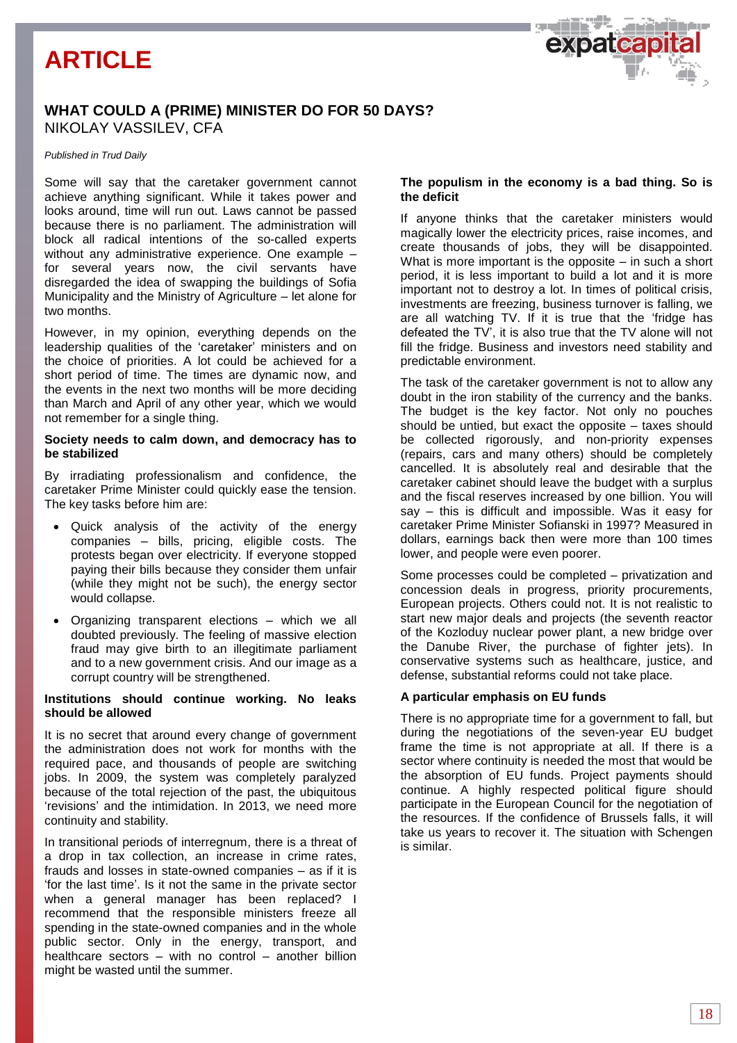# ARTICLE

## WHAT COULD A (PRIME) MINISTER DO FOR 50 DAYS?

NIKOLAY VASSILEV, CFA

*Published in Trud Daily*

Some will say that the caretaker government cannot achieve anything significant. While it takes power and looks around, time will run out. Laws cannot be passed because there is no parliament. The administration will block all radical intentions of the so-called experts without any administrative experience. One example – for several years now, the civil servants have disregarded the idea of swapping the buildings of Sofia Municipality and the Ministry of Agriculture – let alone for two months.

However, in my opinion, everything depends on the leadership qualities of the 'caretaker' ministers and on the choice of priorities. A lot could be achieved for a short period of time. The times are dynamic now, and the events in the next two months will be more deciding than March and April of any other year, which we would not remember for a single thing.

**Society needs to calm down, and democracy has to be stabilized**

By irradiating professionalism and confidence, the caretaker Prime Minister could quickly ease the tension. The key tasks before him are:

- Quick analysis of the activity of the energy companies – bills, pricing, eligible costs. The protests began over electricity. If everyone stopped paying their bills because they consider them unfair (while they might not be such), the energy sector would collapse.
- Organizing transparent elections – which we all doubted previously. The feeling of massive election fraud may give birth to an illegitimate parliament and to a new government crisis. And our image as a corrupt country will be strengthened.

**Institutions should continue working. No leaks should be allowed**

It is no secret that around every change of government the administration does not work for months with the required pace, and thousands of people are switching jobs. In 2009, the system was completely paralyzed because of the total rejection of the past, the ubiquitous 'revisions' and the intimidation. In 2013, we need more continuity and stability.

In transitional periods of interregnum, there is a threat of a drop in tax collection, an increase in crime rates, frauds and losses in state-owned companies – as if it is 'for the last time'. Is it not the same in the private sector when a general manager has been replaced? I recommend that the responsible ministers freeze all spending in the state-owned companies and in the whole public sector. Only in the energy, transport, and healthcare sectors – with no control – another billion might be wasted until the summer.

**The populism in the economy is a bad thing. So is the deficit**

If anyone thinks that the caretaker ministers would magically lower the electricity prices, raise incomes, and create thousands of jobs, they will be disappointed. What is more important is the opposite – in such a short period, it is less important to build a lot and it is more important not to destroy a lot. In times of political crisis, investments are freezing, business turnover is falling, we are all watching TV. If it is true that the 'fridge has defeated the TV', it is also true that the TV alone will not fill the fridge. Business and investors need stability and predictable environment.

The task of the caretaker government is not to allow any doubt in the iron stability of the currency and the banks. The budget is the key factor. Not only no pouches should be untied, but exact the opposite – taxes should be collected rigorously, and non-priority expenses (repairs, cars and many others) should be completely cancelled. It is absolutely real and desirable that the caretaker cabinet should leave the budget with a surplus and the fiscal reserves increased by one billion. You will say – this is difficult and impossible. Was it easy for caretaker Prime Minister Sofianski in 1997? Measured in dollars, earnings back then were more than 100 times lower, and people were even poorer.

Some processes could be completed – privatization and concession deals in progress, priority procurements, European projects. Others could not. It is not realistic to start new major deals and projects (the seventh reactor of the Kozloduy nuclear power plant, a new bridge over the Danube River, the purchase of fighter jets). In conservative systems such as healthcare, justice, and defense, substantial reforms could not take place.

**A particular emphasis on EU funds**

There is no appropriate time for a government to fall, but during the negotiations of the seven-year EU budget frame the time is not appropriate at all. If there is a sector where continuity is needed the most that would be the absorption of EU funds. Project payments should continue. A highly respected political figure should participate in the European Council for the negotiation of the resources. If the confidence of Brussels falls, it will take us years to recover it. The situation with Schengen is similar.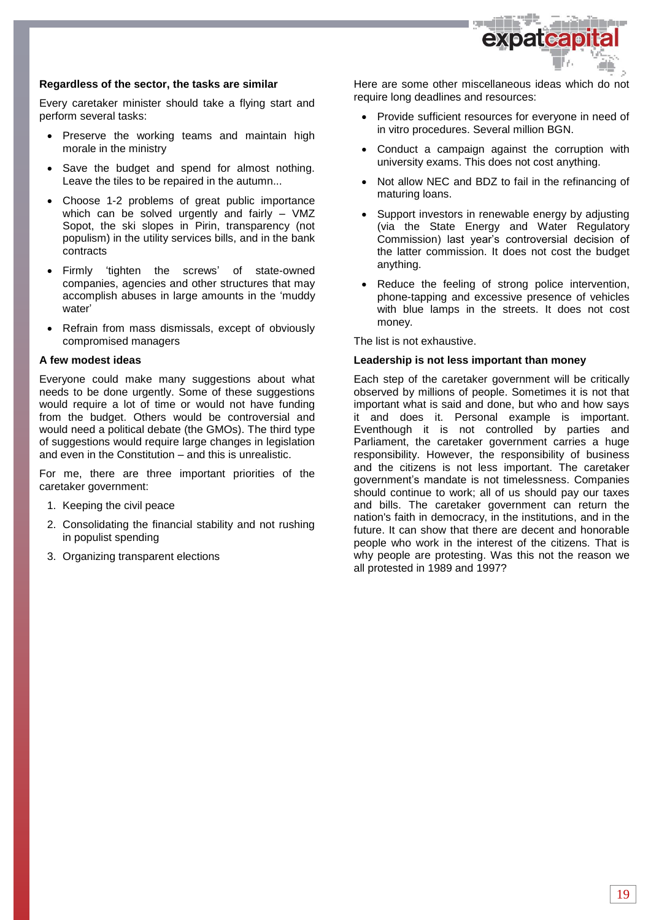**Regardless of the sector, the tasks are similar**

Every caretaker minister should take a flying start and perform several tasks:

- Preserve the working teams and maintain high morale in the ministry
- Save the budget and spend for almost nothing. Leave the tiles to be repaired in the autumn...
- Choose 1-2 problems of great public importance which can be solved urgently and fairly – VMZ Sopot, the ski slopes in Pirin, transparency (not populism) in the utility services bills, and in the bank contracts
- Firmly 'tighten the screws' of state-owned companies, agencies and other structures that may accomplish abuses in large amounts in the 'muddy water'
- Refrain from mass dismissals, except of obviously compromised managers

**A few modest ideas**

Everyone could make many suggestions about what needs to be done urgently. Some of these suggestions would require a lot of time or would not have funding from the budget. Others would be controversial and would need a political debate (the GMOs). The third type of suggestions would require large changes in legislation and even in the Constitution – and this is unrealistic.

For me, there are three important priorities of the caretaker government:

1. Keeping the civil peace
2. Consolidating the financial stability and not rushing in populist spending
3. Organizing transparent elections

Here are some other miscellaneous ideas which do not require long deadlines and resources:

- Provide sufficient resources for everyone in need of in vitro procedures. Several million BGN.
- Conduct a campaign against the corruption with university exams. This does not cost anything.
- Not allow NEC and BDZ to fail in the refinancing of maturing loans.
- Support investors in renewable energy by adjusting (via the State Energy and Water Regulatory Commission) last year's controversial decision of the latter commission. It does not cost the budget anything.
- Reduce the feeling of strong police intervention, phone-tapping and excessive presence of vehicles with blue lamps in the streets. It does not cost money.

The list is not exhaustive.

**Leadership is not less important than money**

Each step of the caretaker government will be critically observed by millions of people. Sometimes it is not that important what is said and done, but who and how says it and does it. Personal example is important. Eventhough it is not controlled by parties and Parliament, the caretaker government carries a huge responsibility. However, the responsibility of business and the citizens is not less important. The caretaker government's mandate is not timelessness. Companies should continue to work; all of us should pay our taxes and bills. The caretaker government can return the nation's faith in democracy, in the institutions, and in the future. It can show that there are decent and honorable people who work in the interest of the citizens. That is why people are protesting. Was this not the reason we all protested in 1989 and 1997?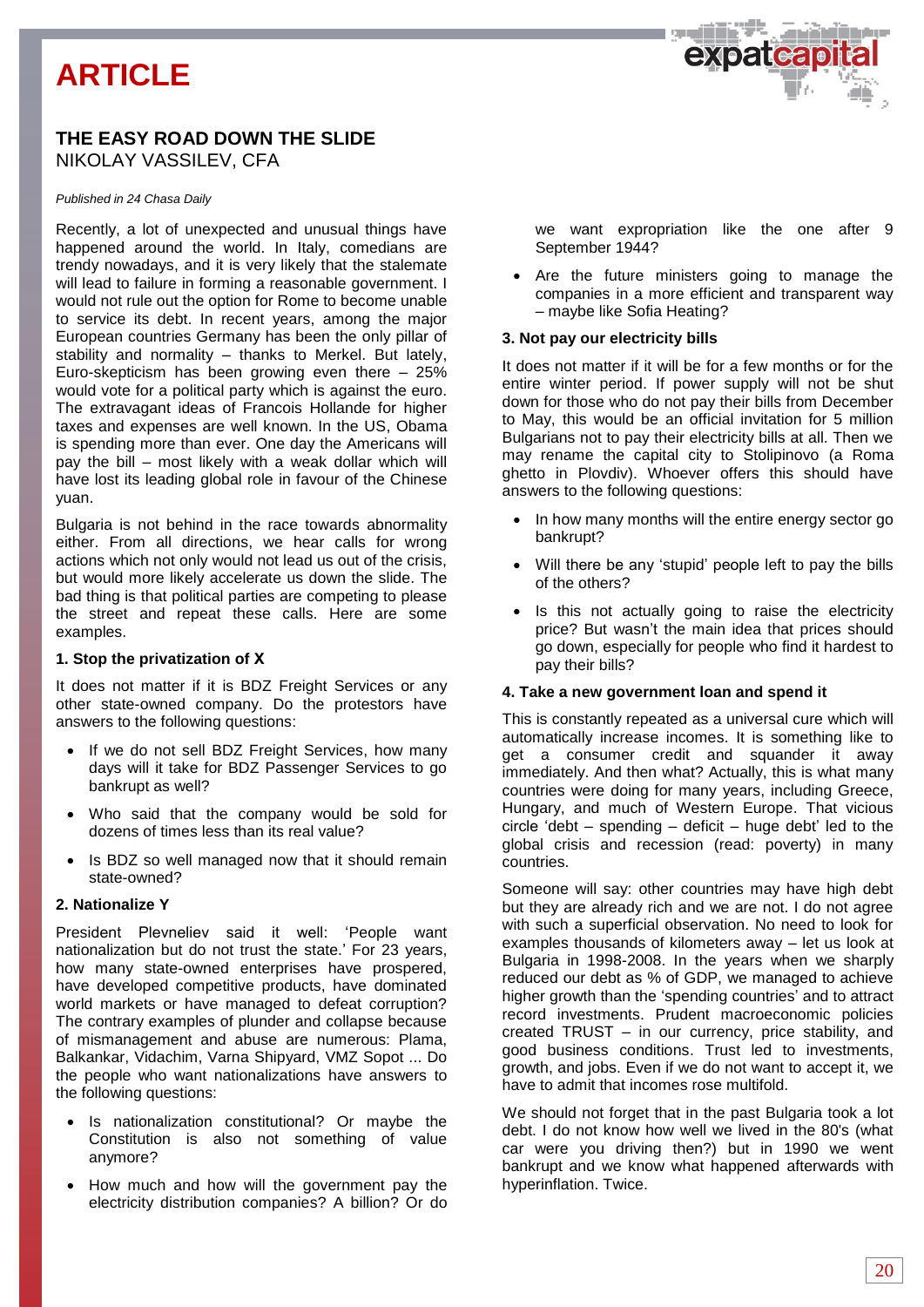# ARTICLE

## THE EASY ROAD DOWN THE SLIDE

NIKOLAY VASSILEV, CFA

*Published in 24 Chasa Daily*

Recently, a lot of unexpected and unusual things have happened around the world. In Italy, comedians are trendy nowadays, and it is very likely that the stalemate will lead to failure in forming a reasonable government. I would not rule out the option for Rome to become unable to service its debt. In recent years, among the major European countries Germany has been the only pillar of stability and normality – thanks to Merkel. But lately, Euro-skepticism has been growing even there – 25% would vote for a political party which is against the euro. The extravagant ideas of Francois Hollande for higher taxes and expenses are well known. In the US, Obama is spending more than ever. One day the Americans will pay the bill – most likely with a weak dollar which will have lost its leading global role in favour of the Chinese yuan.

Bulgaria is not behind in the race towards abnormality either. From all directions, we hear calls for wrong actions which not only would not lead us out of the crisis, but would more likely accelerate us down the slide. The bad thing is that political parties are competing to please the street and repeat these calls. Here are some examples.

**1. Stop the privatization of X**

It does not matter if it is BDZ Freight Services or any other state-owned company. Do the protestors have answers to the following questions:

- If we do not sell BDZ Freight Services, how many days will it take for BDZ Passenger Services to go bankrupt as well?
- Who said that the company would be sold for dozens of times less than its real value?
- Is BDZ so well managed now that it should remain state-owned?

**2. Nationalize Y**

President Plevneliev said it well: 'People want nationalization but do not trust the state.' For 23 years, how many state-owned enterprises have prospered, have developed competitive products, have dominated world markets or have managed to defeat corruption? The contrary examples of plunder and collapse because of mismanagement and abuse are numerous: Plama, Balkankar, Vidachim, Varna Shipyard, VMZ Sopot ... Do the people who want nationalizations have answers to the following questions:

- Is nationalization constitutional? Or maybe the Constitution is also not something of value anymore?
- How much and how will the government pay the electricity distribution companies? A billion? Or do we want expropriation like the one after 9 September 1944?
- Are the future ministers going to manage the companies in a more efficient and transparent way – maybe like Sofia Heating?

**3. Not pay our electricity bills**

It does not matter if it will be for a few months or for the entire winter period. If power supply will not be shut down for those who do not pay their bills from December to May, this would be an official invitation for 5 million Bulgarians not to pay their electricity bills at all. Then we may rename the capital city to Stolipinovo (a Roma ghetto in Plovdiv). Whoever offers this should have answers to the following questions:

- In how many months will the entire energy sector go bankrupt?
- Will there be any 'stupid' people left to pay the bills of the others?
- Is this not actually going to raise the electricity price? But wasn't the main idea that prices should go down, especially for people who find it hardest to pay their bills?

**4. Take a new government loan and spend it**

This is constantly repeated as a universal cure which will automatically increase incomes. It is something like to get a consumer credit and squander it away immediately. And then what? Actually, this is what many countries were doing for many years, including Greece, Hungary, and much of Western Europe. That vicious circle 'debt – spending – deficit – huge debt' led to the global crisis and recession (read: poverty) in many countries.

Someone will say: other countries may have high debt but they are already rich and we are not. I do not agree with such a superficial observation. No need to look for examples thousands of kilometers away – let us look at Bulgaria in 1998-2008. In the years when we sharply reduced our debt as % of GDP, we managed to achieve higher growth than the 'spending countries' and to attract record investments. Prudent macroeconomic policies created TRUST – in our currency, price stability, and good business conditions. Trust led to investments, growth, and jobs. Even if we do not want to accept it, we have to admit that incomes rose multifold.

We should not forget that in the past Bulgaria took a lot debt. I do not know how well we lived in the 80's (what car were you driving then?) but in 1990 we went bankrupt and we know what happened afterwards with hyperinflation. Twice.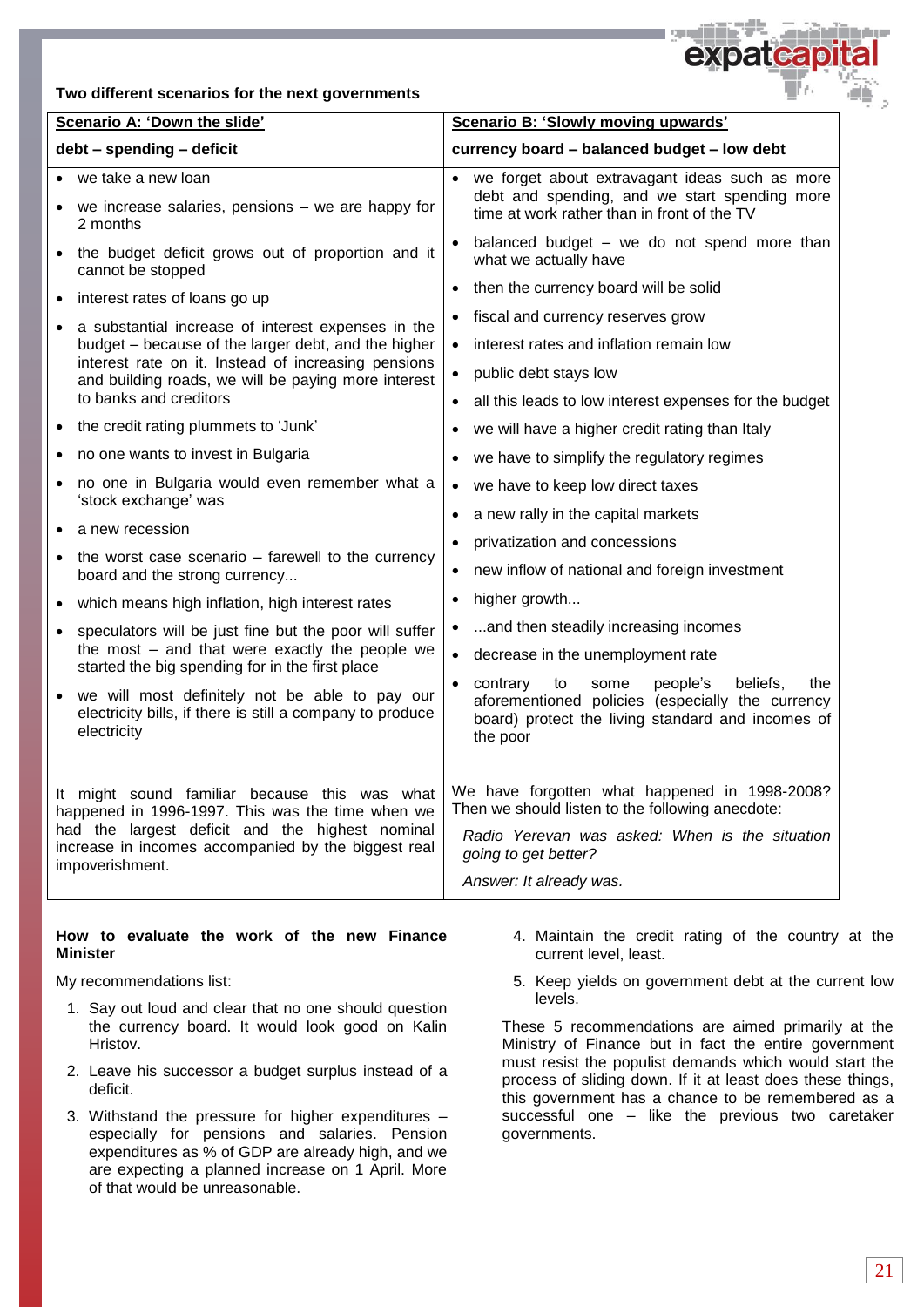**Two different scenarios for the next governments**

| Scenario A: 'Down the slide' | Scenario B: 'Slowly moving upwards' |
|---|---|
| **debt – spending – deficit** | **currency board – balanced budget – low debt** |
| • we take a new loan<br>• we increase salaries, pensions – we are happy for 2 months<br>• the budget deficit grows out of proportion and it cannot be stopped<br>• interest rates of loans go up<br>• a substantial increase of interest expenses in the budget – because of the larger debt, and the higher interest rate on it. Instead of increasing pensions and building roads, we will be paying more interest to banks and creditors<br>• the credit rating plummets to 'Junk'<br>• no one wants to invest in Bulgaria<br>• no one in Bulgaria would even remember what a 'stock exchange' was<br>• a new recession<br>• the worst case scenario – farewell to the currency board and the strong currency...<br>• which means high inflation, high interest rates<br>• speculators will be just fine but the poor will suffer the most – and that were exactly the people we started the big spending for in the first place<br>• we will most definitely not be able to pay our electricity bills, if there is still a company to produce electricity | • we forget about extravagant ideas such as more debt and spending, and we start spending more time at work rather than in front of the TV<br>• balanced budget – we do not spend more than what we actually have<br>• then the currency board will be solid<br>• fiscal and currency reserves grow<br>• interest rates and inflation remain low<br>• public debt stays low<br>• all this leads to low interest expenses for the budget<br>• we will have a higher credit rating than Italy<br>• we have to simplify the regulatory regimes<br>• we have to keep low direct taxes<br>• a new rally in the capital markets<br>• privatization and concessions<br>• new inflow of national and foreign investment<br>• higher growth...<br>• ...and then steadily increasing incomes<br>• decrease in the unemployment rate<br>• contrary to some people's beliefs, the aforementioned policies (especially the currency board) protect the living standard and incomes of the poor |
| It might sound familiar because this was what happened in 1996-1997. This was the time when we had the largest deficit and the highest nominal increase in incomes accompanied by the biggest real impoverishment. | We have forgotten what happened in 1998-2008? Then we should listen to the following anecdote:<br>*Radio Yerevan was asked: When is the situation going to get better?*<br>*Answer: It already was.* |

**How to evaluate the work of the new Finance Minister**

My recommendations list:

1. Say out loud and clear that no one should question the currency board. It would look good on Kalin Hristov.
2. Leave his successor a budget surplus instead of a deficit.
3. Withstand the pressure for higher expenditures – especially for pensions and salaries. Pension expenditures as % of GDP are already high, and we are expecting a planned increase on 1 April. More of that would be unreasonable.
4. Maintain the credit rating of the country at the current level, least.
5. Keep yields on government debt at the current low levels.

These 5 recommendations are aimed primarily at the Ministry of Finance but in fact the entire government must resist the populist demands which would start the process of sliding down. If it at least does these things, this government has a chance to be remembered as a successful one – like the previous two caretaker governments.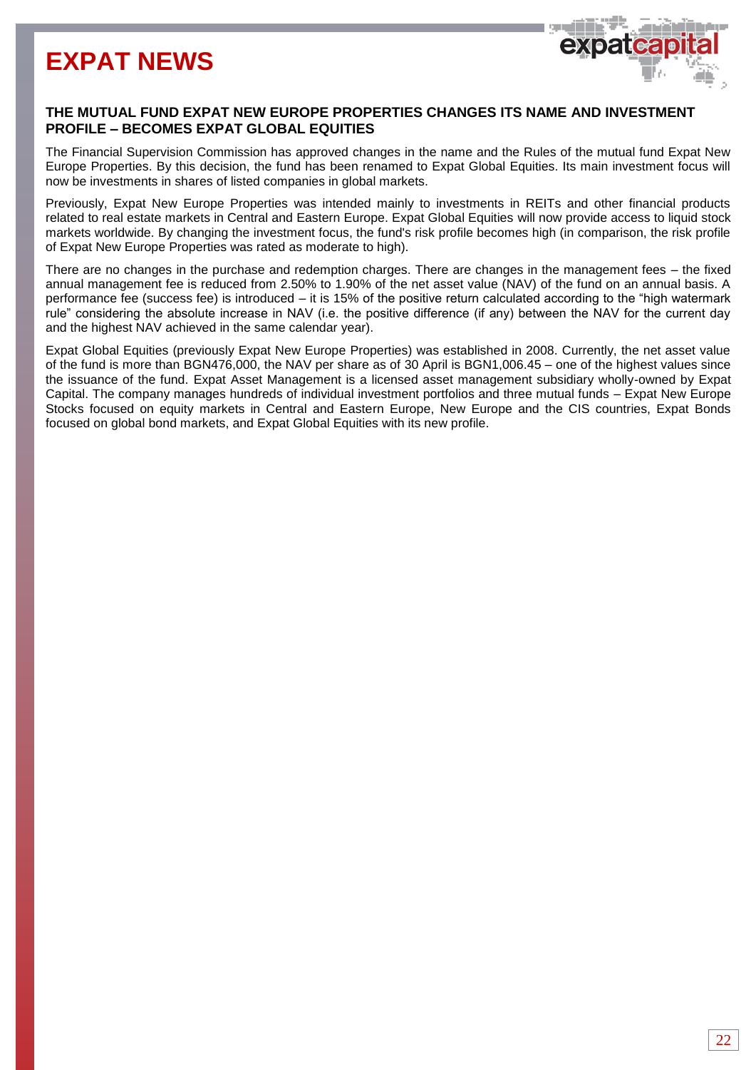# EXPAT NEWS

### THE MUTUAL FUND EXPAT NEW EUROPE PROPERTIES CHANGES ITS NAME AND INVESTMENT PROFILE – BECOMES EXPAT GLOBAL EQUITIES

The Financial Supervision Commission has approved changes in the name and the Rules of the mutual fund Expat New Europe Properties. By this decision, the fund has been renamed to Expat Global Equities. Its main investment focus will now be investments in shares of listed companies in global markets.

Previously, Expat New Europe Properties was intended mainly to investments in REITs and other financial products related to real estate markets in Central and Eastern Europe. Expat Global Equities will now provide access to liquid stock markets worldwide. By changing the investment focus, the fund's risk profile becomes high (in comparison, the risk profile of Expat New Europe Properties was rated as moderate to high).

There are no changes in the purchase and redemption charges. There are changes in the management fees – the fixed annual management fee is reduced from 2.50% to 1.90% of the net asset value (NAV) of the fund on an annual basis. A performance fee (success fee) is introduced – it is 15% of the positive return calculated according to the "high watermark rule" considering the absolute increase in NAV (i.e. the positive difference (if any) between the NAV for the current day and the highest NAV achieved in the same calendar year).

Expat Global Equities (previously Expat New Europe Properties) was established in 2008. Currently, the net asset value of the fund is more than BGN476,000, the NAV per share as of 30 April is BGN1,006.45 – one of the highest values since the issuance of the fund. Expat Asset Management is a licensed asset management subsidiary wholly-owned by Expat Capital. The company manages hundreds of individual investment portfolios and three mutual funds – Expat New Europe Stocks focused on equity markets in Central and Eastern Europe, New Europe and the CIS countries, Expat Bonds focused on global bond markets, and Expat Global Equities with its new profile.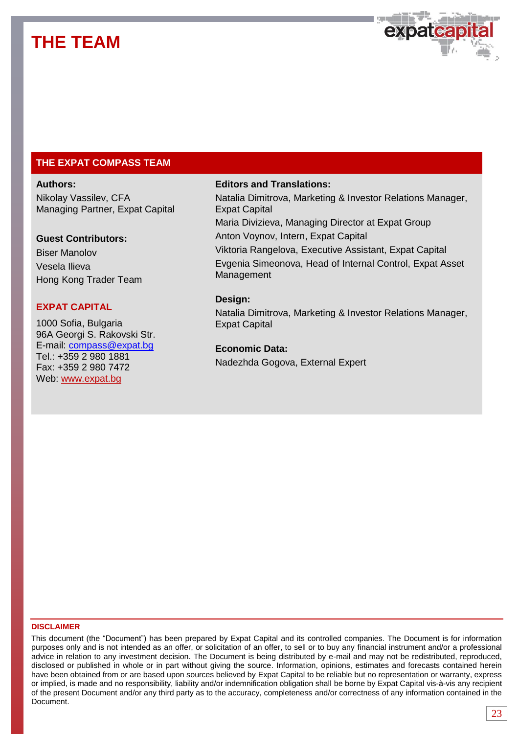# THE TEAM

## THE EXPAT COMPASS TEAM

**Authors:**
Nikolay Vassilev, CFA
Managing Partner, Expat Capital

**Guest Contributors:**
Biser Manolov
Vesela Ilieva
Hong Kong Trader Team

### EXPAT CAPITAL

1000 Sofia, Bulgaria
96A Georgi S. Rakovski Str.
E-mail: compass@expat.bg
Tel.: +359 2 980 1881
Fax: +359 2 980 7472
Web: www.expat.bg

**Editors and Translations:**
Natalia Dimitrova, Marketing & Investor Relations Manager, Expat Capital
Maria Divizieva, Managing Director at Expat Group
Anton Voynov, Intern, Expat Capital
Viktoria Rangelova, Executive Assistant, Expat Capital
Evgenia Simeonova, Head of Internal Control, Expat Asset Management

**Design:**
Natalia Dimitrova, Marketing & Investor Relations Manager, Expat Capital

**Economic Data:**
Nadezhda Gogova, External Expert

### DISCLAIMER

This document (the "Document") has been prepared by Expat Capital and its controlled companies. The Document is for information purposes only and is not intended as an offer, or solicitation of an offer, to sell or to buy any financial instrument and/or a professional advice in relation to any investment decision. The Document is being distributed by e-mail and may not be redistributed, reproduced, disclosed or published in whole or in part without giving the source. Information, opinions, estimates and forecasts contained herein have been obtained from or are based upon sources believed by Expat Capital to be reliable but no representation or warranty, express or implied, is made and no responsibility, liability and/or indemnification obligation shall be borne by Expat Capital vis-à-vis any recipient of the present Document and/or any third party as to the accuracy, completeness and/or correctness of any information contained in the Document.